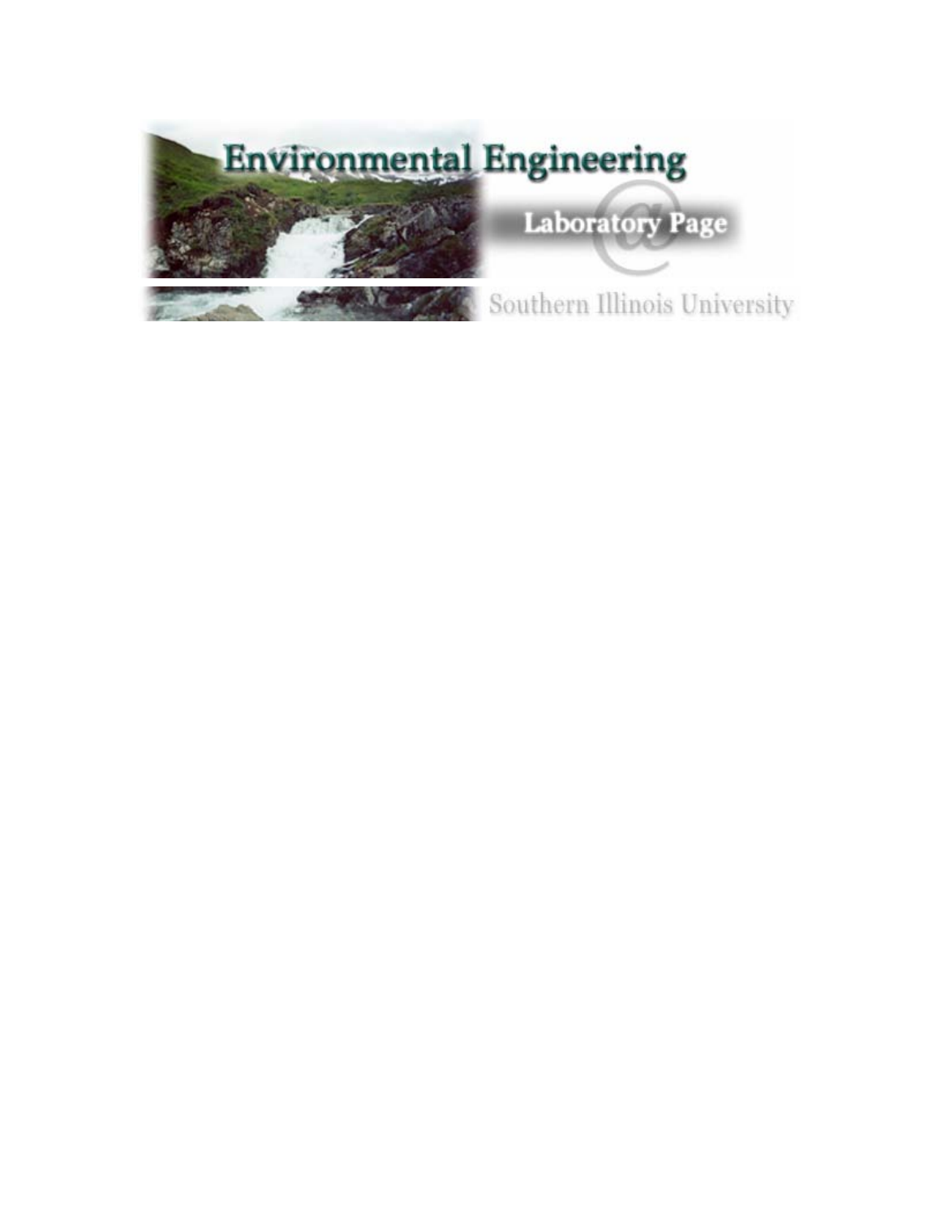# Environmental Engineering

## Laboratory Page

Southern Illinois University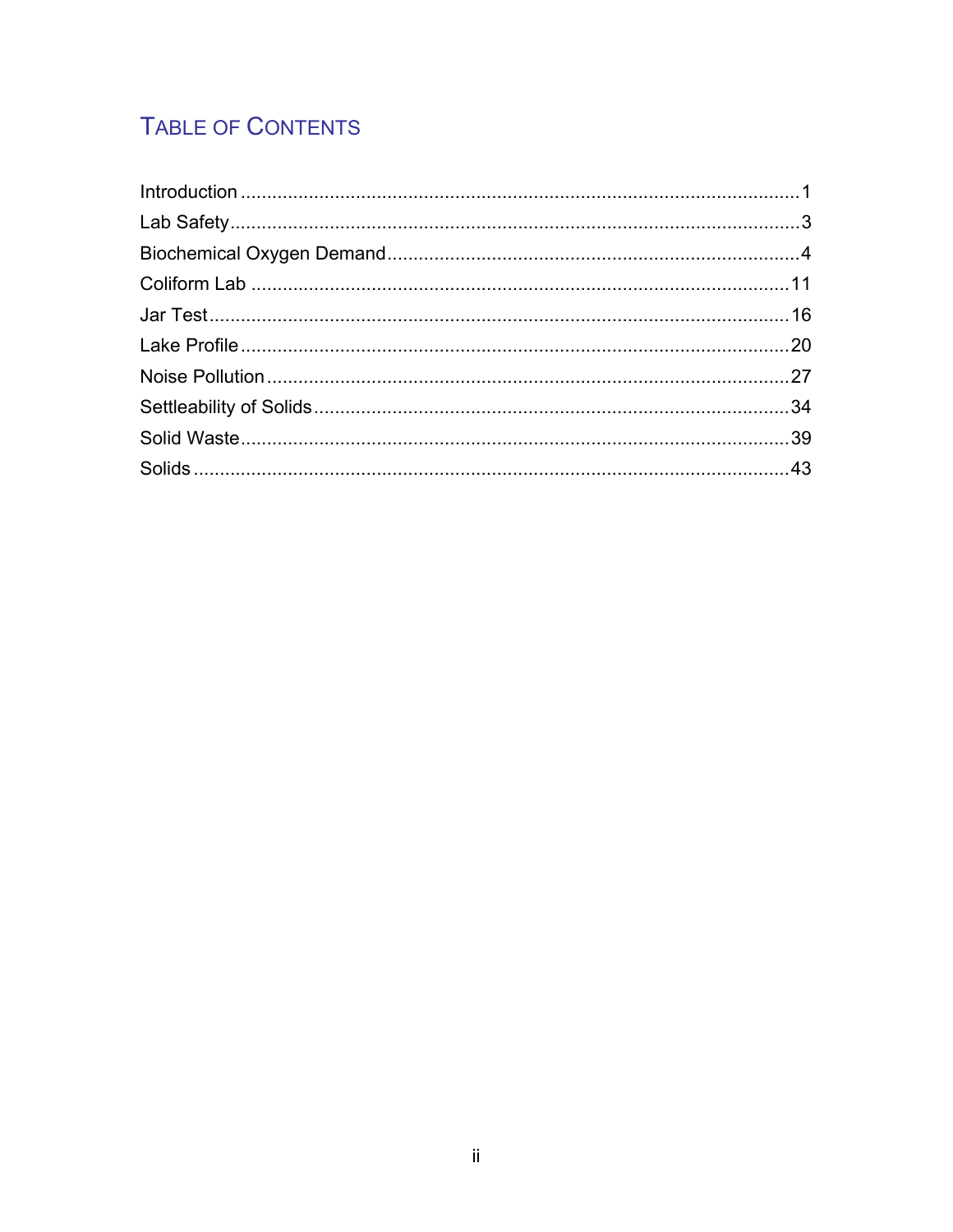# Table of Contents

Introduction ........................................................................................................1
Lab Safety...........................................................................................................3
Biochemical Oxygen Demand..............................................................................4
Coliform Lab .......................................................................................................11
Jar Test...............................................................................................................16
Lake Profile.........................................................................................................20
Noise Pollution....................................................................................................27
Settleability of Solids...........................................................................................34
Solid Waste.........................................................................................................39
Solids..................................................................................................................43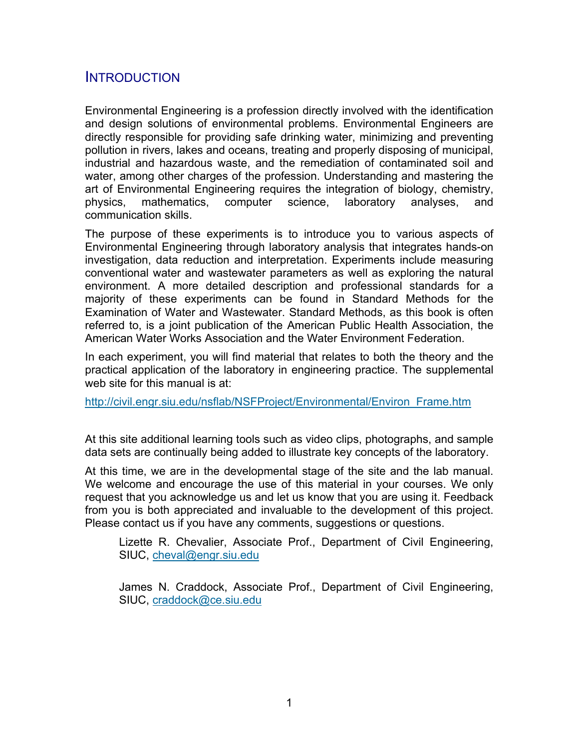# INTRODUCTION

Environmental Engineering is a profession directly involved with the identification and design solutions of environmental problems. Environmental Engineers are directly responsible for providing safe drinking water, minimizing and preventing pollution in rivers, lakes and oceans, treating and properly disposing of municipal, industrial and hazardous waste, and the remediation of contaminated soil and water, among other charges of the profession. Understanding and mastering the art of Environmental Engineering requires the integration of biology, chemistry, physics, mathematics, computer science, laboratory analyses, and communication skills.

The purpose of these experiments is to introduce you to various aspects of Environmental Engineering through laboratory analysis that integrates hands-on investigation, data reduction and interpretation. Experiments include measuring conventional water and wastewater parameters as well as exploring the natural environment. A more detailed description and professional standards for a majority of these experiments can be found in Standard Methods for the Examination of Water and Wastewater. Standard Methods, as this book is often referred to, is a joint publication of the American Public Health Association, the American Water Works Association and the Water Environment Federation.

In each experiment, you will find material that relates to both the theory and the practical application of the laboratory in engineering practice. The supplemental web site for this manual is at:

http://civil.engr.siu.edu/nsflab/NSFProject/Environmental/Environ_Frame.htm

At this site additional learning tools such as video clips, photographs, and sample data sets are continually being added to illustrate key concepts of the laboratory.

At this time, we are in the developmental stage of the site and the lab manual. We welcome and encourage the use of this material in your courses. We only request that you acknowledge us and let us know that you are using it. Feedback from you is both appreciated and invaluable to the development of this project. Please contact us if you have any comments, suggestions or questions.

> Lizette R. Chevalier, Associate Prof., Department of Civil Engineering, SIUC, cheval@engr.siu.edu
>
> James N. Craddock, Associate Prof., Department of Civil Engineering, SIUC, craddock@ce.siu.edu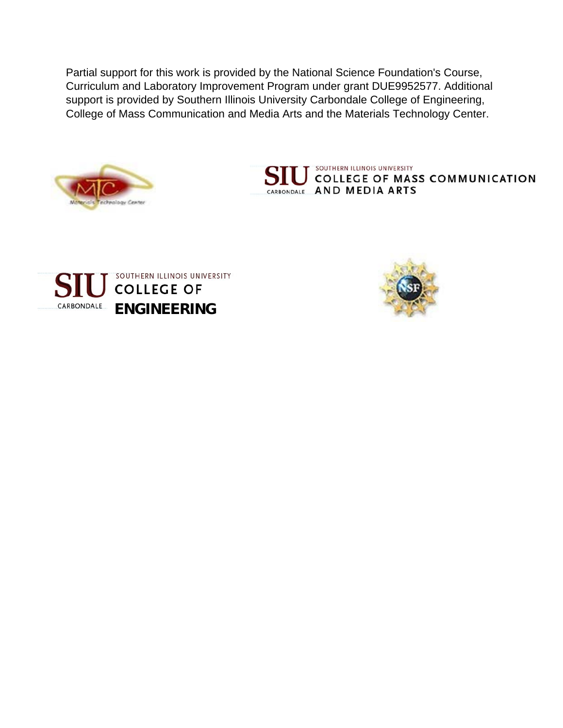Partial support for this work is provided by the National Science Foundation's Course, Curriculum and Laboratory Improvement Program under grant DUE9952577. Additional support is provided by Southern Illinois University Carbondale College of Engineering, College of Mass Communication and Media Arts and the Materials Technology Center.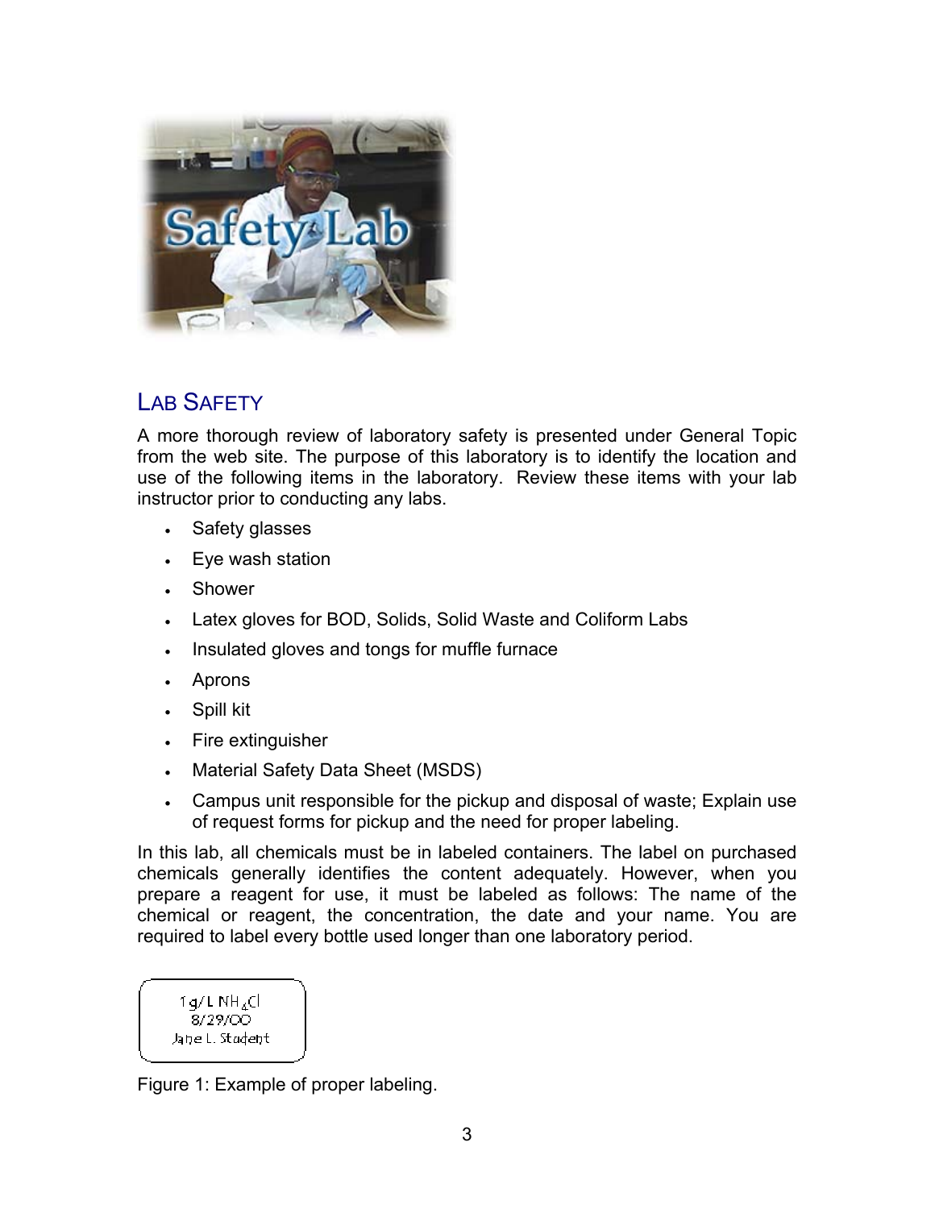## LAB SAFETY

A more thorough review of laboratory safety is presented under General Topic from the web site. The purpose of this laboratory is to identify the location and use of the following items in the laboratory. Review these items with your lab instructor prior to conducting any labs.

- Safety glasses
- Eye wash station
- Shower
- Latex gloves for BOD, Solids, Solid Waste and Coliform Labs
- Insulated gloves and tongs for muffle furnace
- Aprons
- Spill kit
- Fire extinguisher
- Material Safety Data Sheet (MSDS)
- Campus unit responsible for the pickup and disposal of waste; Explain use of request forms for pickup and the need for proper labeling.

In this lab, all chemicals must be in labeled containers. The label on purchased chemicals generally identifies the content adequately. However, when you prepare a reagent for use, it must be labeled as follows: The name of the chemical or reagent, the concentration, the date and your name. You are required to label every bottle used longer than one laboratory period.

1 g/L $NH_4Cl$
8/29/00
Jane L. Student

Figure 1: Example of proper labeling.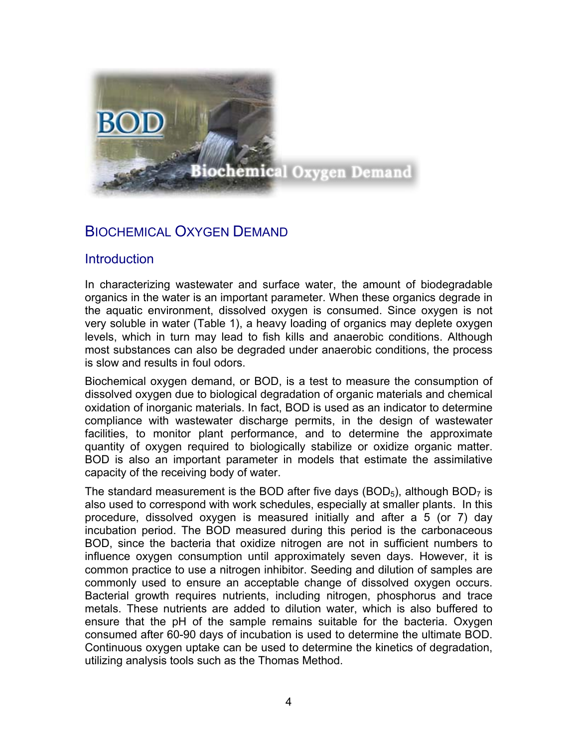# BIOCHEMICAL OXYGEN DEMAND

## Introduction

In characterizing wastewater and surface water, the amount of biodegradable organics in the water is an important parameter. When these organics degrade in the aquatic environment, dissolved oxygen is consumed. Since oxygen is not very soluble in water (Table 1), a heavy loading of organics may deplete oxygen levels, which in turn may lead to fish kills and anaerobic conditions. Although most substances can also be degraded under anaerobic conditions, the process is slow and results in foul odors.

Biochemical oxygen demand, or BOD, is a test to measure the consumption of dissolved oxygen due to biological degradation of organic materials and chemical oxidation of inorganic materials. In fact, BOD is used as an indicator to determine compliance with wastewater discharge permits, in the design of wastewater facilities, to monitor plant performance, and to determine the approximate quantity of oxygen required to biologically stabilize or oxidize organic matter. BOD is also an important parameter in models that estimate the assimilative capacity of the receiving body of water.

The standard measurement is the BOD after five days ($BOD_5$), although $BOD_7$ is also used to correspond with work schedules, especially at smaller plants. In this procedure, dissolved oxygen is measured initially and after a 5 (or 7) day incubation period. The BOD measured during this period is the carbonaceous BOD, since the bacteria that oxidize nitrogen are not in sufficient numbers to influence oxygen consumption until approximately seven days. However, it is common practice to use a nitrogen inhibitor. Seeding and dilution of samples are commonly used to ensure an acceptable change of dissolved oxygen occurs. Bacterial growth requires nutrients, including nitrogen, phosphorus and trace metals. These nutrients are added to dilution water, which is also buffered to ensure that the pH of the sample remains suitable for the bacteria. Oxygen consumed after 60-90 days of incubation is used to determine the ultimate BOD. Continuous oxygen uptake can be used to determine the kinetics of degradation, utilizing analysis tools such as the Thomas Method.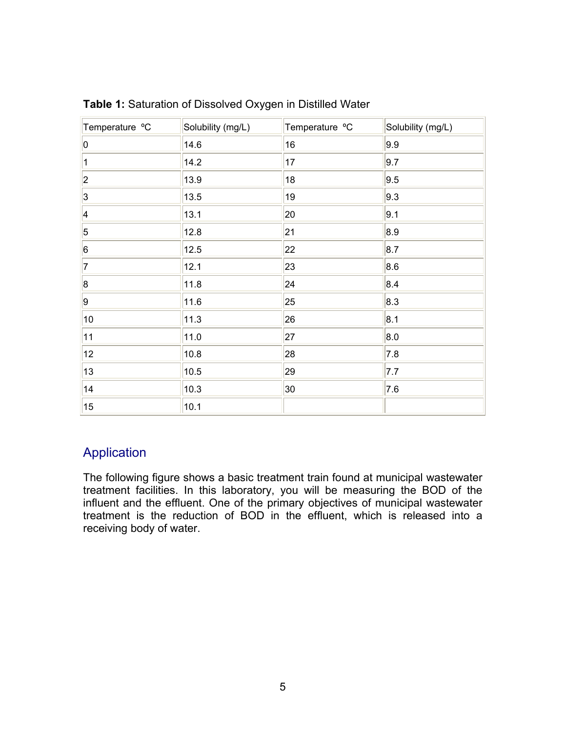**Table 1:** Saturation of Dissolved Oxygen in Distilled Water

| Temperature °C | Solubility (mg/L) | Temperature °C | Solubility (mg/L) |
|---|---|---|---|
| 0 | 14.6 | 16 | 9.9 |
| 1 | 14.2 | 17 | 9.7 |
| 2 | 13.9 | 18 | 9.5 |
| 3 | 13.5 | 19 | 9.3 |
| 4 | 13.1 | 20 | 9.1 |
| 5 | 12.8 | 21 | 8.9 |
| 6 | 12.5 | 22 | 8.7 |
| 7 | 12.1 | 23 | 8.6 |
| 8 | 11.8 | 24 | 8.4 |
| 9 | 11.6 | 25 | 8.3 |
| 10 | 11.3 | 26 | 8.1 |
| 11 | 11.0 | 27 | 8.0 |
| 12 | 10.8 | 28 | 7.8 |
| 13 | 10.5 | 29 | 7.7 |
| 14 | 10.3 | 30 | 7.6 |
| 15 | 10.1 | | |

## Application

The following figure shows a basic treatment train found at municipal wastewater treatment facilities. In this laboratory, you will be measuring the BOD of the influent and the effluent. One of the primary objectives of municipal wastewater treatment is the reduction of BOD in the effluent, which is released into a receiving body of water.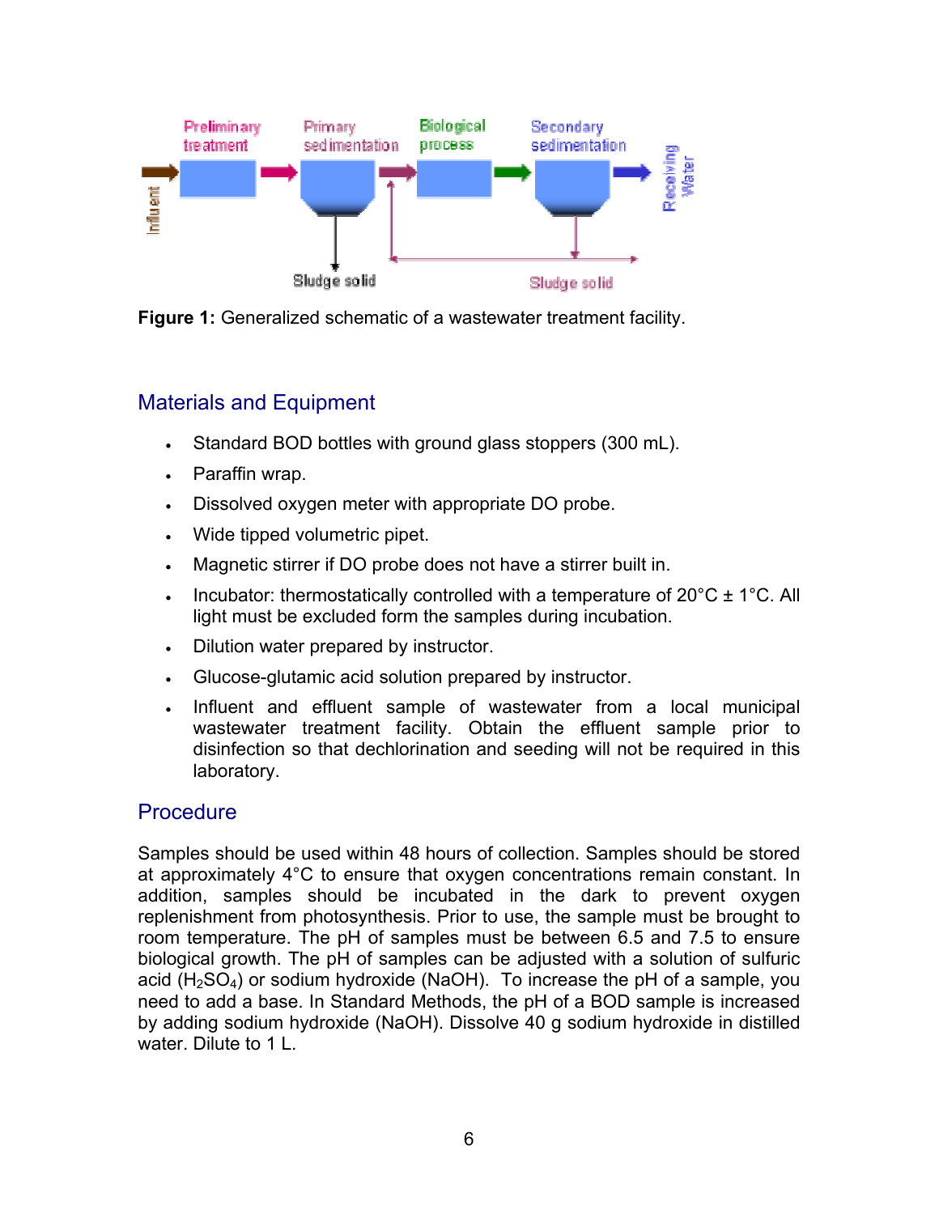**Figure 1:** Generalized schematic of a wastewater treatment facility.

## Materials and Equipment

- Standard BOD bottles with ground glass stoppers (300 mL).
- Paraffin wrap.
- Dissolved oxygen meter with appropriate DO probe.
- Wide tipped volumetric pipet.
- Magnetic stirrer if DO probe does not have a stirrer built in.
- Incubator: thermostatically controlled with a temperature of 20°C ± 1°C. All light must be excluded form the samples during incubation.
- Dilution water prepared by instructor.
- Glucose-glutamic acid solution prepared by instructor.
- Influent and effluent sample of wastewater from a local municipal wastewater treatment facility. Obtain the effluent sample prior to disinfection so that dechlorination and seeding will not be required in this laboratory.

## Procedure

Samples should be used within 48 hours of collection. Samples should be stored at approximately 4°C to ensure that oxygen concentrations remain constant. In addition, samples should be incubated in the dark to prevent oxygen replenishment from photosynthesis. Prior to use, the sample must be brought to room temperature. The pH of samples must be between 6.5 and 7.5 to ensure biological growth. The pH of samples can be adjusted with a solution of sulfuric acid ($H_2SO_4$) or sodium hydroxide (NaOH). To increase the pH of a sample, you need to add a base. In Standard Methods, the pH of a BOD sample is increased by adding sodium hydroxide (NaOH). Dissolve 40 g sodium hydroxide in distilled water. Dilute to 1 L.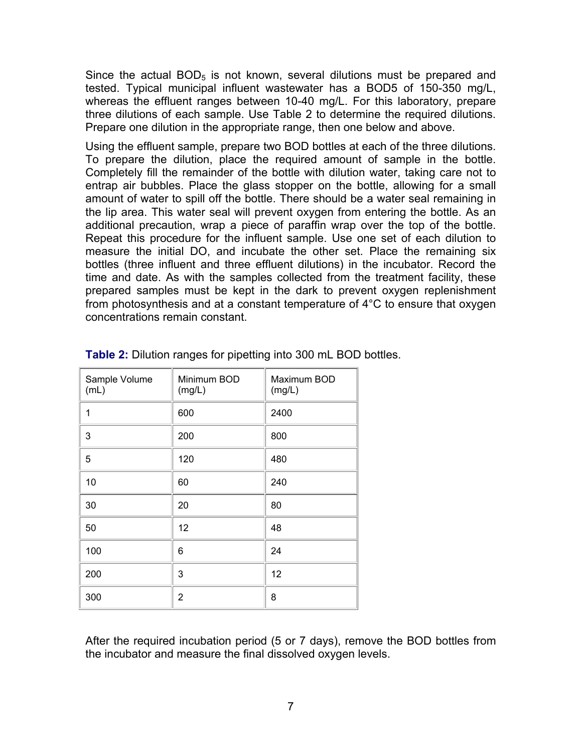Since the actual $BOD_5$ is not known, several dilutions must be prepared and tested. Typical municipal influent wastewater has a BOD5 of 150-350 mg/L, whereas the effluent ranges between 10-40 mg/L. For this laboratory, prepare three dilutions of each sample. Use Table 2 to determine the required dilutions. Prepare one dilution in the appropriate range, then one below and above.

Using the effluent sample, prepare two BOD bottles at each of the three dilutions. To prepare the dilution, place the required amount of sample in the bottle. Completely fill the remainder of the bottle with dilution water, taking care not to entrap air bubbles. Place the glass stopper on the bottle, allowing for a small amount of water to spill off the bottle. There should be a water seal remaining in the lip area. This water seal will prevent oxygen from entering the bottle. As an additional precaution, wrap a piece of paraffin wrap over the top of the bottle. Repeat this procedure for the influent sample. Use one set of each dilution to measure the initial DO, and incubate the other set. Place the remaining six bottles (three influent and three effluent dilutions) in the incubator. Record the time and date. As with the samples collected from the treatment facility, these prepared samples must be kept in the dark to prevent oxygen replenishment from photosynthesis and at a constant temperature of 4°C to ensure that oxygen concentrations remain constant.

**Table 2:** Dilution ranges for pipetting into 300 mL BOD bottles.

| Sample Volume (mL) | Minimum BOD (mg/L) | Maximum BOD (mg/L) |
|---|---|---|
| 1 | 600 | 2400 |
| 3 | 200 | 800 |
| 5 | 120 | 480 |
| 10 | 60 | 240 |
| 30 | 20 | 80 |
| 50 | 12 | 48 |
| 100 | 6 | 24 |
| 200 | 3 | 12 |
| 300 | 2 | 8 |

After the required incubation period (5 or 7 days), remove the BOD bottles from the incubator and measure the final dissolved oxygen levels.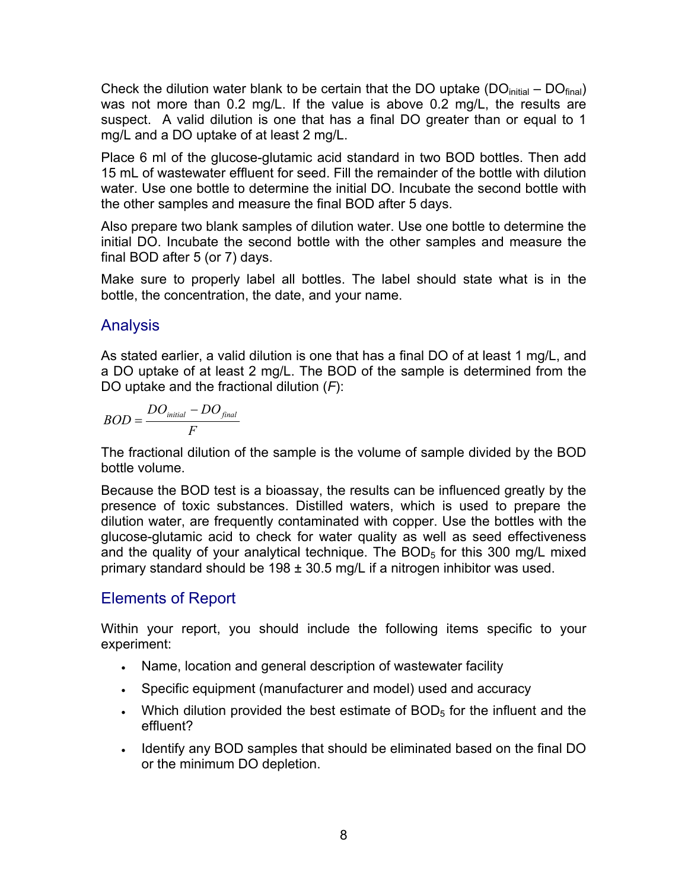Check the dilution water blank to be certain that the DO uptake ($DO_{initial} - DO_{final}$) was not more than 0.2 mg/L. If the value is above 0.2 mg/L, the results are suspect. A valid dilution is one that has a final DO greater than or equal to 1 mg/L and a DO uptake of at least 2 mg/L.

Place 6 ml of the glucose-glutamic acid standard in two BOD bottles. Then add 15 mL of wastewater effluent for seed. Fill the remainder of the bottle with dilution water. Use one bottle to determine the initial DO. Incubate the second bottle with the other samples and measure the final BOD after 5 days.

Also prepare two blank samples of dilution water. Use one bottle to determine the initial DO. Incubate the second bottle with the other samples and measure the final BOD after 5 (or 7) days.

Make sure to properly label all bottles. The label should state what is in the bottle, the concentration, the date, and your name.

## Analysis

As stated earlier, a valid dilution is one that has a final DO of at least 1 mg/L, and a DO uptake of at least 2 mg/L. The BOD of the sample is determined from the DO uptake and the fractional dilution (*F*):

$$BOD = \frac{DO_{initial} - DO_{final}}{F}$$

The fractional dilution of the sample is the volume of sample divided by the BOD bottle volume.

Because the BOD test is a bioassay, the results can be influenced greatly by the presence of toxic substances. Distilled waters, which is used to prepare the dilution water, are frequently contaminated with copper. Use the bottles with the glucose-glutamic acid to check for water quality as well as seed effectiveness and the quality of your analytical technique. The $BOD_5$ for this 300 mg/L mixed primary standard should be 198 ± 30.5 mg/L if a nitrogen inhibitor was used.

## Elements of Report

Within your report, you should include the following items specific to your experiment:

- Name, location and general description of wastewater facility
- Specific equipment (manufacturer and model) used and accuracy
- Which dilution provided the best estimate of $BOD_5$ for the influent and the effluent?
- Identify any BOD samples that should be eliminated based on the final DO or the minimum DO depletion.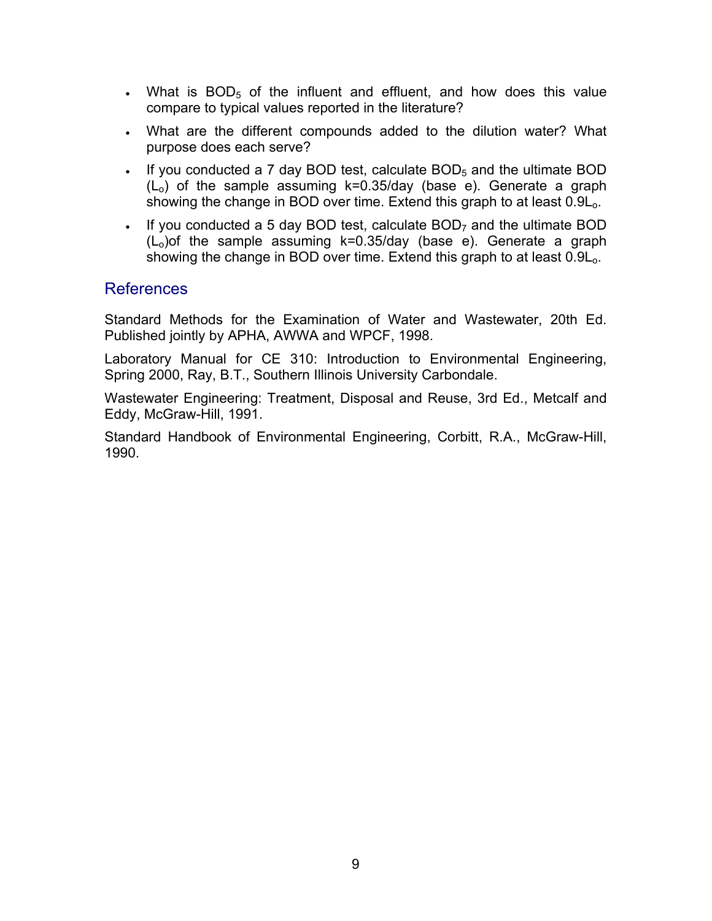- What is $BOD_5$ of the influent and effluent, and how does this value compare to typical values reported in the literature?
- What are the different compounds added to the dilution water? What purpose does each serve?
- If you conducted a 7 day BOD test, calculate $BOD_5$ and the ultimate BOD ($L_o$) of the sample assuming k=0.35/day (base e). Generate a graph showing the change in BOD over time. Extend this graph to at least $0.9L_o$.
- If you conducted a 5 day BOD test, calculate $BOD_7$ and the ultimate BOD ($L_o$)of the sample assuming k=0.35/day (base e). Generate a graph showing the change in BOD over time. Extend this graph to at least $0.9L_o$.

## References

Standard Methods for the Examination of Water and Wastewater, 20th Ed. Published jointly by APHA, AWWA and WPCF, 1998.

Laboratory Manual for CE 310: Introduction to Environmental Engineering, Spring 2000, Ray, B.T., Southern Illinois University Carbondale.

Wastewater Engineering: Treatment, Disposal and Reuse, 3rd Ed., Metcalf and Eddy, McGraw-Hill, 1991.

Standard Handbook of Environmental Engineering, Corbitt, R.A., McGraw-Hill, 1990.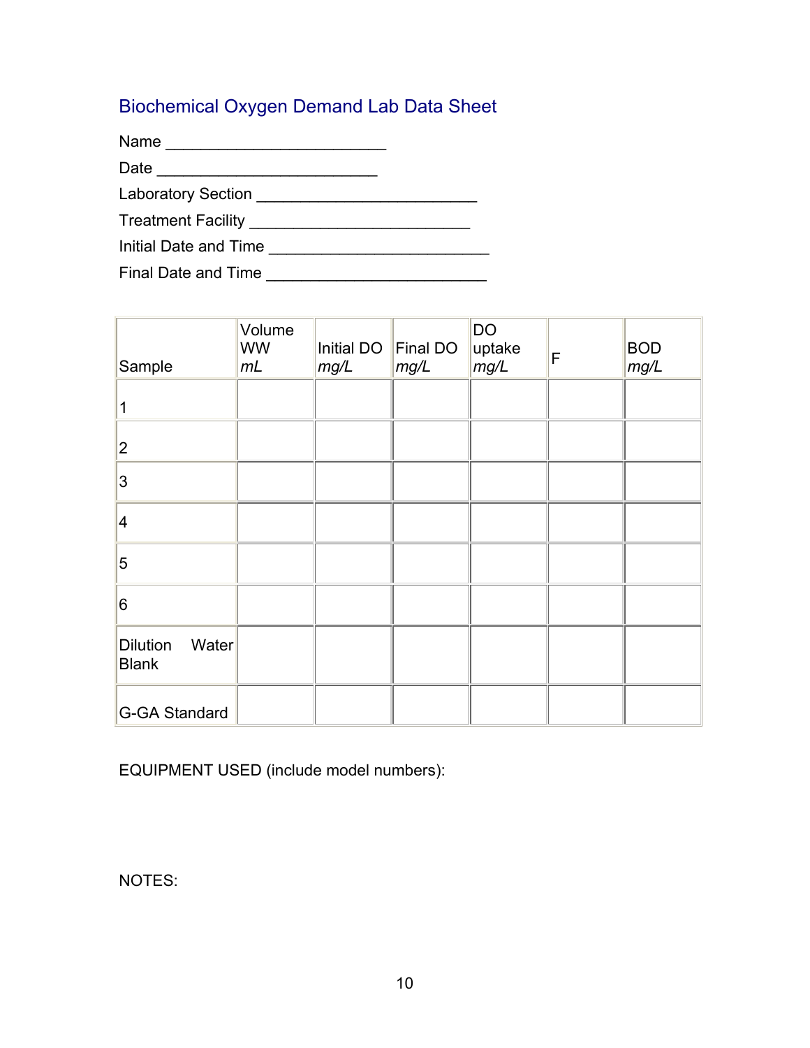## Biochemical Oxygen Demand Lab Data Sheet

Name ________________________

Date ________________________

Laboratory Section ________________________

Treatment Facility ________________________

Initial Date and Time ________________________

Final Date and Time ________________________

| Sample | Volume WW *mL* | Initial DO *mg/L* | Final DO *mg/L* | DO uptake *mg/L* | F | BOD *mg/L* |
|---|---|---|---|---|---|---|
| 1 | | | | | | |
| 2 | | | | | | |
| 3 | | | | | | |
| 4 | | | | | | |
| 5 | | | | | | |
| 6 | | | | | | |
| Dilution Water Blank | | | | | | |
| G-GA Standard | | | | | | |

EQUIPMENT USED (include model numbers):

NOTES: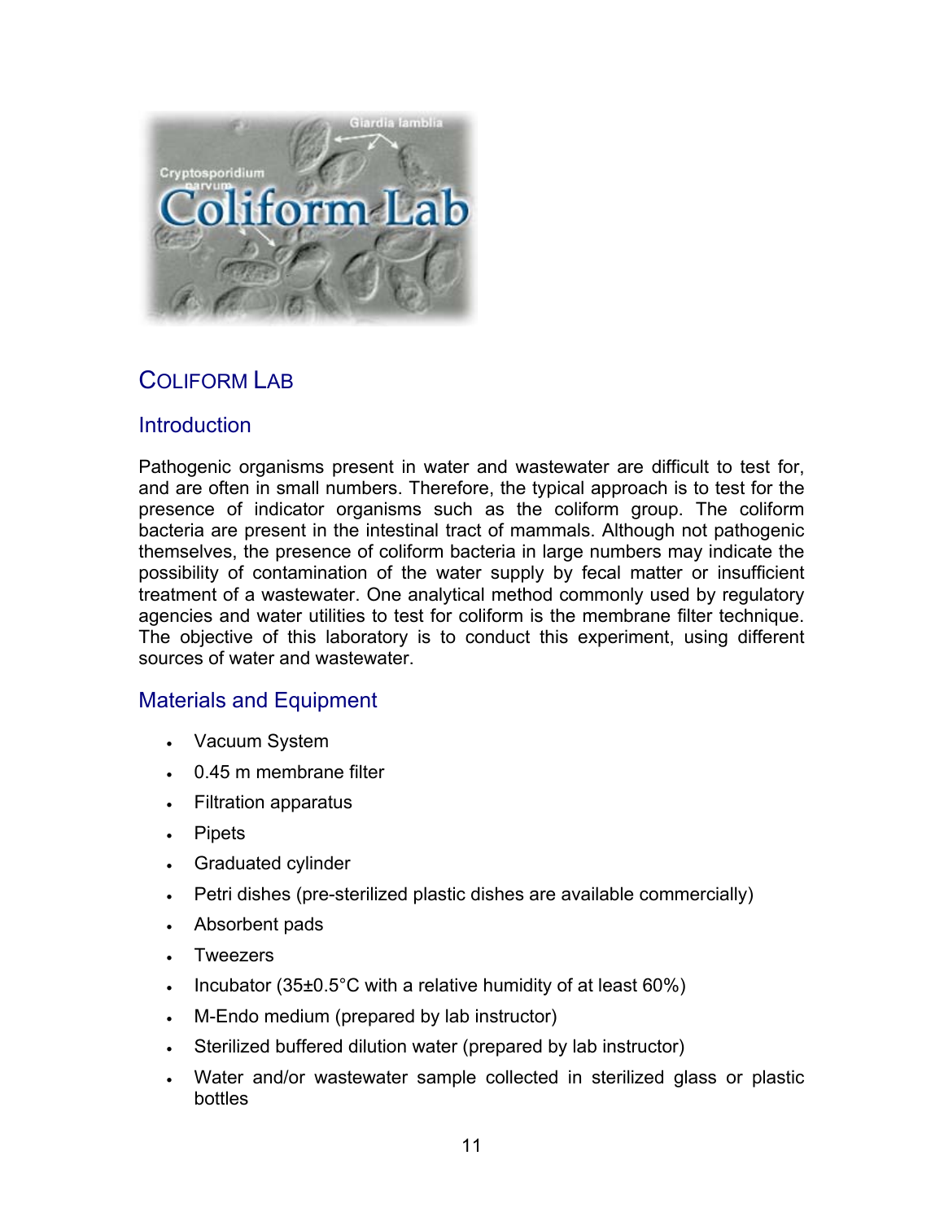# COLIFORM LAB

## Introduction

Pathogenic organisms present in water and wastewater are difficult to test for, and are often in small numbers. Therefore, the typical approach is to test for the presence of indicator organisms such as the coliform group. The coliform bacteria are present in the intestinal tract of mammals. Although not pathogenic themselves, the presence of coliform bacteria in large numbers may indicate the possibility of contamination of the water supply by fecal matter or insufficient treatment of a wastewater. One analytical method commonly used by regulatory agencies and water utilities to test for coliform is the membrane filter technique. The objective of this laboratory is to conduct this experiment, using different sources of water and wastewater.

## Materials and Equipment

- Vacuum System
- 0.45 m membrane filter
- Filtration apparatus
- Pipets
- Graduated cylinder
- Petri dishes (pre-sterilized plastic dishes are available commercially)
- Absorbent pads
- Tweezers
- Incubator (35±0.5°C with a relative humidity of at least 60%)
- M-Endo medium (prepared by lab instructor)
- Sterilized buffered dilution water (prepared by lab instructor)
- Water and/or wastewater sample collected in sterilized glass or plastic bottles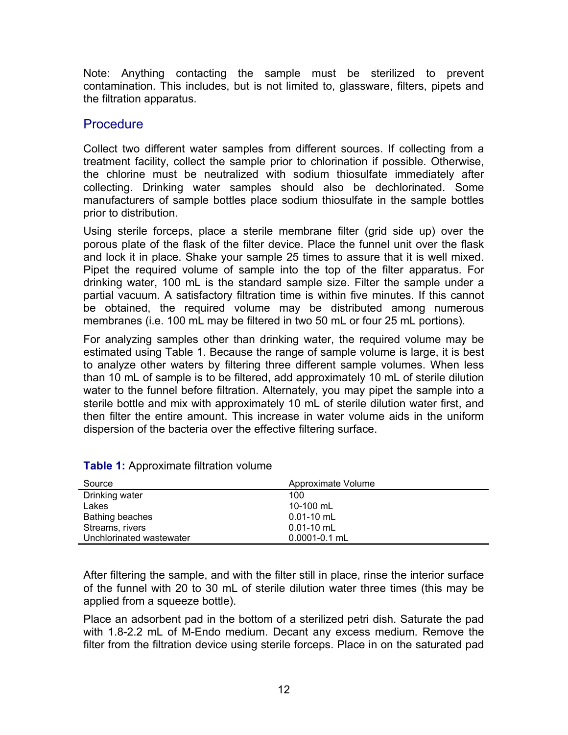Note: Anything contacting the sample must be sterilized to prevent contamination. This includes, but is not limited to, glassware, filters, pipets and the filtration apparatus.

## Procedure

Collect two different water samples from different sources. If collecting from a treatment facility, collect the sample prior to chlorination if possible. Otherwise, the chlorine must be neutralized with sodium thiosulfate immediately after collecting. Drinking water samples should also be dechlorinated. Some manufacturers of sample bottles place sodium thiosulfate in the sample bottles prior to distribution.

Using sterile forceps, place a sterile membrane filter (grid side up) over the porous plate of the flask of the filter device. Place the funnel unit over the flask and lock it in place. Shake your sample 25 times to assure that it is well mixed. Pipet the required volume of sample into the top of the filter apparatus. For drinking water, 100 mL is the standard sample size. Filter the sample under a partial vacuum. A satisfactory filtration time is within five minutes. If this cannot be obtained, the required volume may be distributed among numerous membranes (i.e. 100 mL may be filtered in two 50 mL or four 25 mL portions).

For analyzing samples other than drinking water, the required volume may be estimated using Table 1. Because the range of sample volume is large, it is best to analyze other waters by filtering three different sample volumes. When less than 10 mL of sample is to be filtered, add approximately 10 mL of sterile dilution water to the funnel before filtration. Alternately, you may pipet the sample into a sterile bottle and mix with approximately 10 mL of sterile dilution water first, and then filter the entire amount. This increase in water volume aids in the uniform dispersion of the bacteria over the effective filtering surface.

**Table 1:** Approximate filtration volume

| Source | Approximate Volume |
|---|---|
| Drinking water | 100 |
| Lakes | 10-100 mL |
| Bathing beaches | 0.01-10 mL |
| Streams, rivers | 0.01-10 mL |
| Unchlorinated wastewater | 0.0001-0.1 mL |

After filtering the sample, and with the filter still in place, rinse the interior surface of the funnel with 20 to 30 mL of sterile dilution water three times (this may be applied from a squeeze bottle).

Place an adsorbent pad in the bottom of a sterilized petri dish. Saturate the pad with 1.8-2.2 mL of M-Endo medium. Decant any excess medium. Remove the filter from the filtration device using sterile forceps. Place in on the saturated pad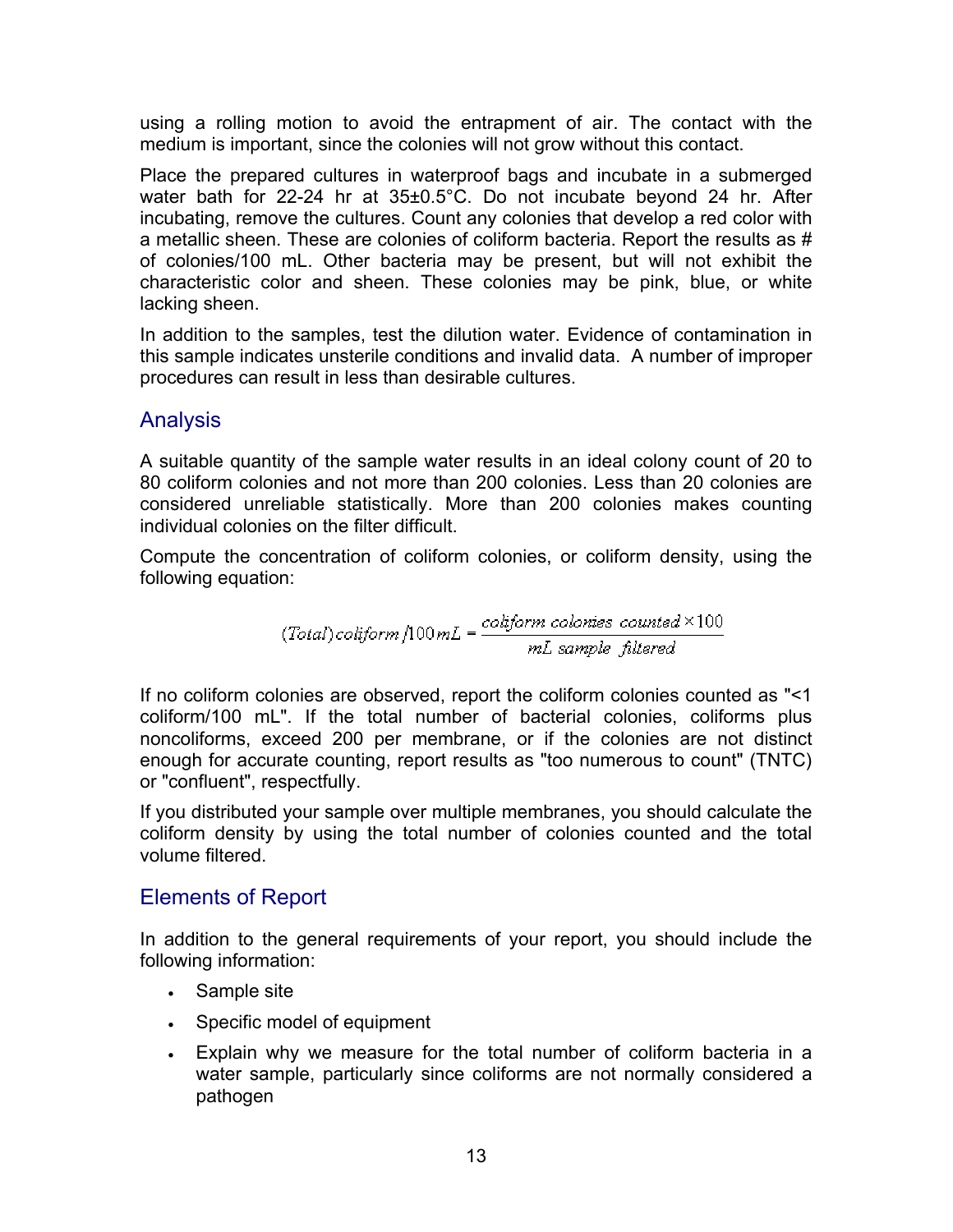using a rolling motion to avoid the entrapment of air. The contact with the medium is important, since the colonies will not grow without this contact.

Place the prepared cultures in waterproof bags and incubate in a submerged water bath for 22-24 hr at 35±0.5°C. Do not incubate beyond 24 hr. After incubating, remove the cultures. Count any colonies that develop a red color with a metallic sheen. These are colonies of coliform bacteria. Report the results as # of colonies/100 mL. Other bacteria may be present, but will not exhibit the characteristic color and sheen. These colonies may be pink, blue, or white lacking sheen.

In addition to the samples, test the dilution water. Evidence of contamination in this sample indicates unsterile conditions and invalid data. A number of improper procedures can result in less than desirable cultures.

## Analysis

A suitable quantity of the sample water results in an ideal colony count of 20 to 80 coliform colonies and not more than 200 colonies. Less than 20 colonies are considered unreliable statistically. More than 200 colonies makes counting individual colonies on the filter difficult.

Compute the concentration of coliform colonies, or coliform density, using the following equation:

$$(Total)\,coliform/100\,mL = \frac{coliform\ colonies\ counted \times 100}{mL\ sample\ filtered}$$

If no coliform colonies are observed, report the coliform colonies counted as "<1 coliform/100 mL". If the total number of bacterial colonies, coliforms plus noncoliforms, exceed 200 per membrane, or if the colonies are not distinct enough for accurate counting, report results as "too numerous to count" (TNTC) or "confluent", respectfully.

If you distributed your sample over multiple membranes, you should calculate the coliform density by using the total number of colonies counted and the total volume filtered.

## Elements of Report

In addition to the general requirements of your report, you should include the following information:

- Sample site
- Specific model of equipment
- Explain why we measure for the total number of coliform bacteria in a water sample, particularly since coliforms are not normally considered a pathogen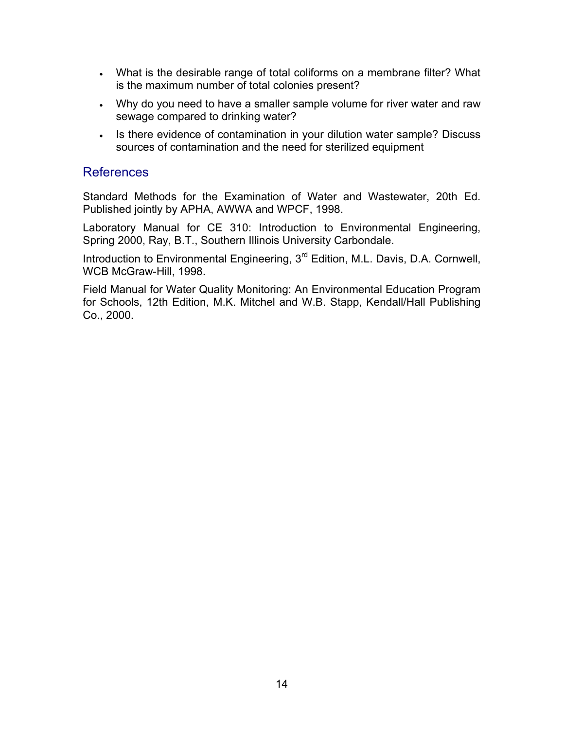- What is the desirable range of total coliforms on a membrane filter? What is the maximum number of total colonies present?
- Why do you need to have a smaller sample volume for river water and raw sewage compared to drinking water?
- Is there evidence of contamination in your dilution water sample? Discuss sources of contamination and the need for sterilized equipment

## References

Standard Methods for the Examination of Water and Wastewater, 20th Ed. Published jointly by APHA, AWWA and WPCF, 1998.

Laboratory Manual for CE 310: Introduction to Environmental Engineering, Spring 2000, Ray, B.T., Southern Illinois University Carbondale.

Introduction to Environmental Engineering, 3rd Edition, M.L. Davis, D.A. Cornwell, WCB McGraw-Hill, 1998.

Field Manual for Water Quality Monitoring: An Environmental Education Program for Schools, 12th Edition, M.K. Mitchel and W.B. Stapp, Kendall/Hall Publishing Co., 2000.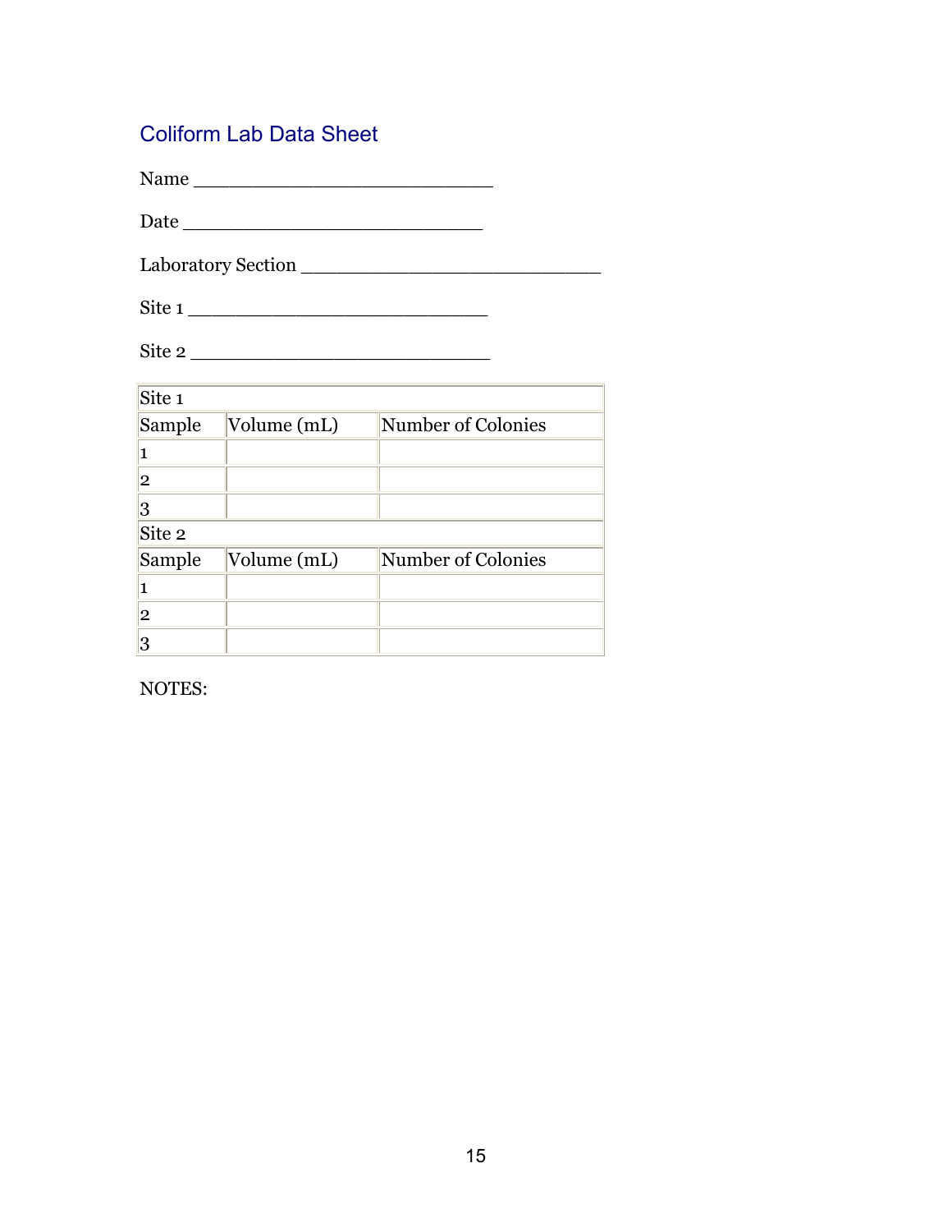## Coliform Lab Data Sheet

Name ____________________________

Date ____________________________

Laboratory Section ____________________________

Site 1 ____________________________

Site 2 ____________________________

| Site 1 | | |
|---|---|---|
| Sample | Volume (mL) | Number of Colonies |
| 1 | | |
| 2 | | |
| 3 | | |
| Site 2 | | |
| Sample | Volume (mL) | Number of Colonies |
| 1 | | |
| 2 | | |
| 3 | | |

NOTES: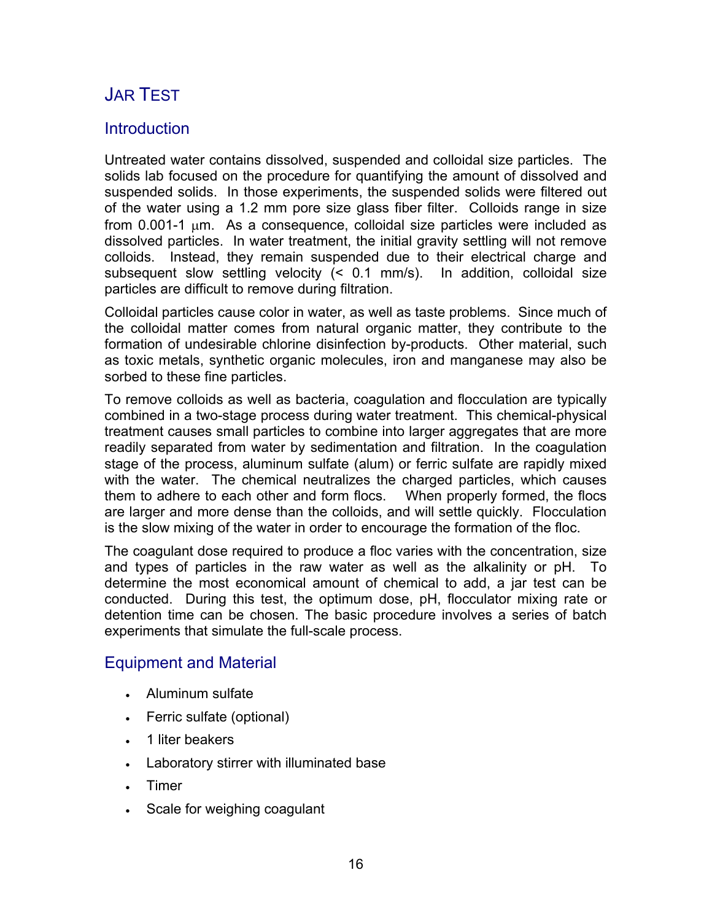# Jar Test

## Introduction

Untreated water contains dissolved, suspended and colloidal size particles. The solids lab focused on the procedure for quantifying the amount of dissolved and suspended solids. In those experiments, the suspended solids were filtered out of the water using a 1.2 mm pore size glass fiber filter. Colloids range in size from 0.001-1 μm. As a consequence, colloidal size particles were included as dissolved particles. In water treatment, the initial gravity settling will not remove colloids. Instead, they remain suspended due to their electrical charge and subsequent slow settling velocity (< 0.1 mm/s). In addition, colloidal size particles are difficult to remove during filtration.

Colloidal particles cause color in water, as well as taste problems. Since much of the colloidal matter comes from natural organic matter, they contribute to the formation of undesirable chlorine disinfection by-products. Other material, such as toxic metals, synthetic organic molecules, iron and manganese may also be sorbed to these fine particles.

To remove colloids as well as bacteria, coagulation and flocculation are typically combined in a two-stage process during water treatment. This chemical-physical treatment causes small particles to combine into larger aggregates that are more readily separated from water by sedimentation and filtration. In the coagulation stage of the process, aluminum sulfate (alum) or ferric sulfate are rapidly mixed with the water. The chemical neutralizes the charged particles, which causes them to adhere to each other and form flocs. When properly formed, the flocs are larger and more dense than the colloids, and will settle quickly. Flocculation is the slow mixing of the water in order to encourage the formation of the floc.

The coagulant dose required to produce a floc varies with the concentration, size and types of particles in the raw water as well as the alkalinity or pH. To determine the most economical amount of chemical to add, a jar test can be conducted. During this test, the optimum dose, pH, flocculator mixing rate or detention time can be chosen. The basic procedure involves a series of batch experiments that simulate the full-scale process.

## Equipment and Material

- Aluminum sulfate
- Ferric sulfate (optional)
- 1 liter beakers
- Laboratory stirrer with illuminated base
- Timer
- Scale for weighing coagulant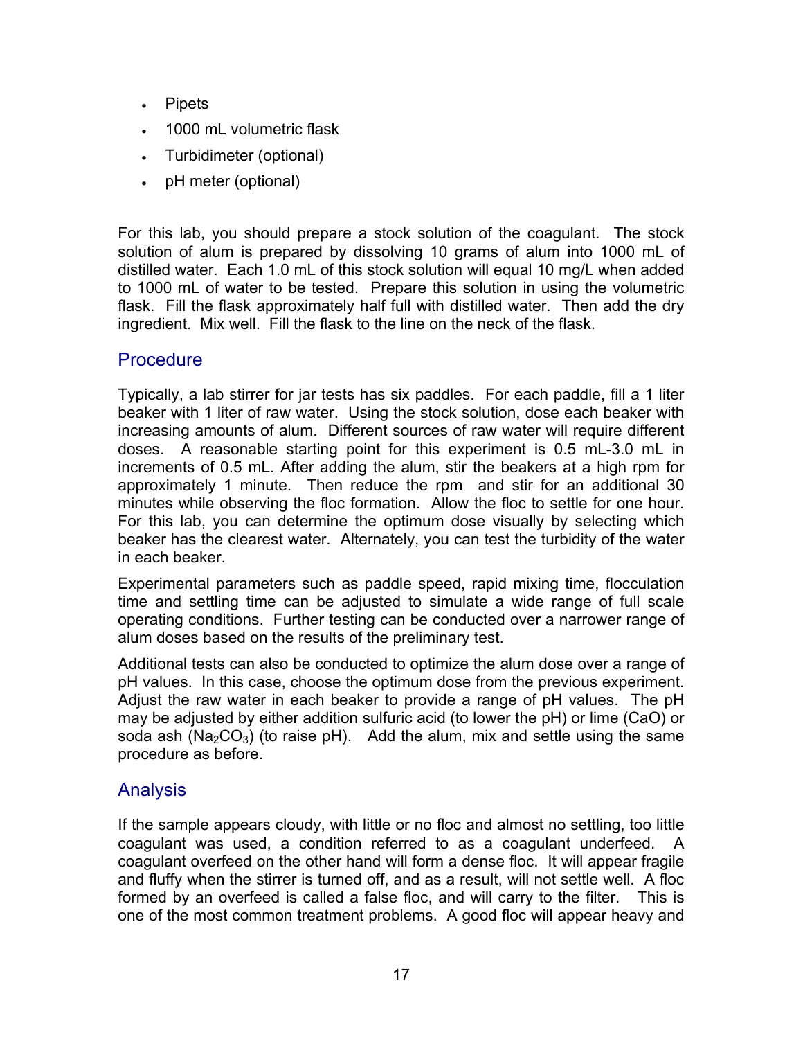- Pipets
- 1000 mL volumetric flask
- Turbidimeter (optional)
- pH meter (optional)

For this lab, you should prepare a stock solution of the coagulant. The stock solution of alum is prepared by dissolving 10 grams of alum into 1000 mL of distilled water. Each 1.0 mL of this stock solution will equal 10 mg/L when added to 1000 mL of water to be tested. Prepare this solution in using the volumetric flask. Fill the flask approximately half full with distilled water. Then add the dry ingredient. Mix well. Fill the flask to the line on the neck of the flask.

## Procedure

Typically, a lab stirrer for jar tests has six paddles. For each paddle, fill a 1 liter beaker with 1 liter of raw water. Using the stock solution, dose each beaker with increasing amounts of alum. Different sources of raw water will require different doses. A reasonable starting point for this experiment is 0.5 mL-3.0 mL in increments of 0.5 mL. After adding the alum, stir the beakers at a high rpm for approximately 1 minute. Then reduce the rpm and stir for an additional 30 minutes while observing the floc formation. Allow the floc to settle for one hour. For this lab, you can determine the optimum dose visually by selecting which beaker has the clearest water. Alternately, you can test the turbidity of the water in each beaker.

Experimental parameters such as paddle speed, rapid mixing time, flocculation time and settling time can be adjusted to simulate a wide range of full scale operating conditions. Further testing can be conducted over a narrower range of alum doses based on the results of the preliminary test.

Additional tests can also be conducted to optimize the alum dose over a range of pH values. In this case, choose the optimum dose from the previous experiment. Adjust the raw water in each beaker to provide a range of pH values. The pH may be adjusted by either addition sulfuric acid (to lower the pH) or lime (CaO) or soda ash ($Na_2CO_3$) (to raise pH). Add the alum, mix and settle using the same procedure as before.

## Analysis

If the sample appears cloudy, with little or no floc and almost no settling, too little coagulant was used, a condition referred to as a coagulant underfeed. A coagulant overfeed on the other hand will form a dense floc. It will appear fragile and fluffy when the stirrer is turned off, and as a result, will not settle well. A floc formed by an overfeed is called a false floc, and will carry to the filter. This is one of the most common treatment problems. A good floc will appear heavy and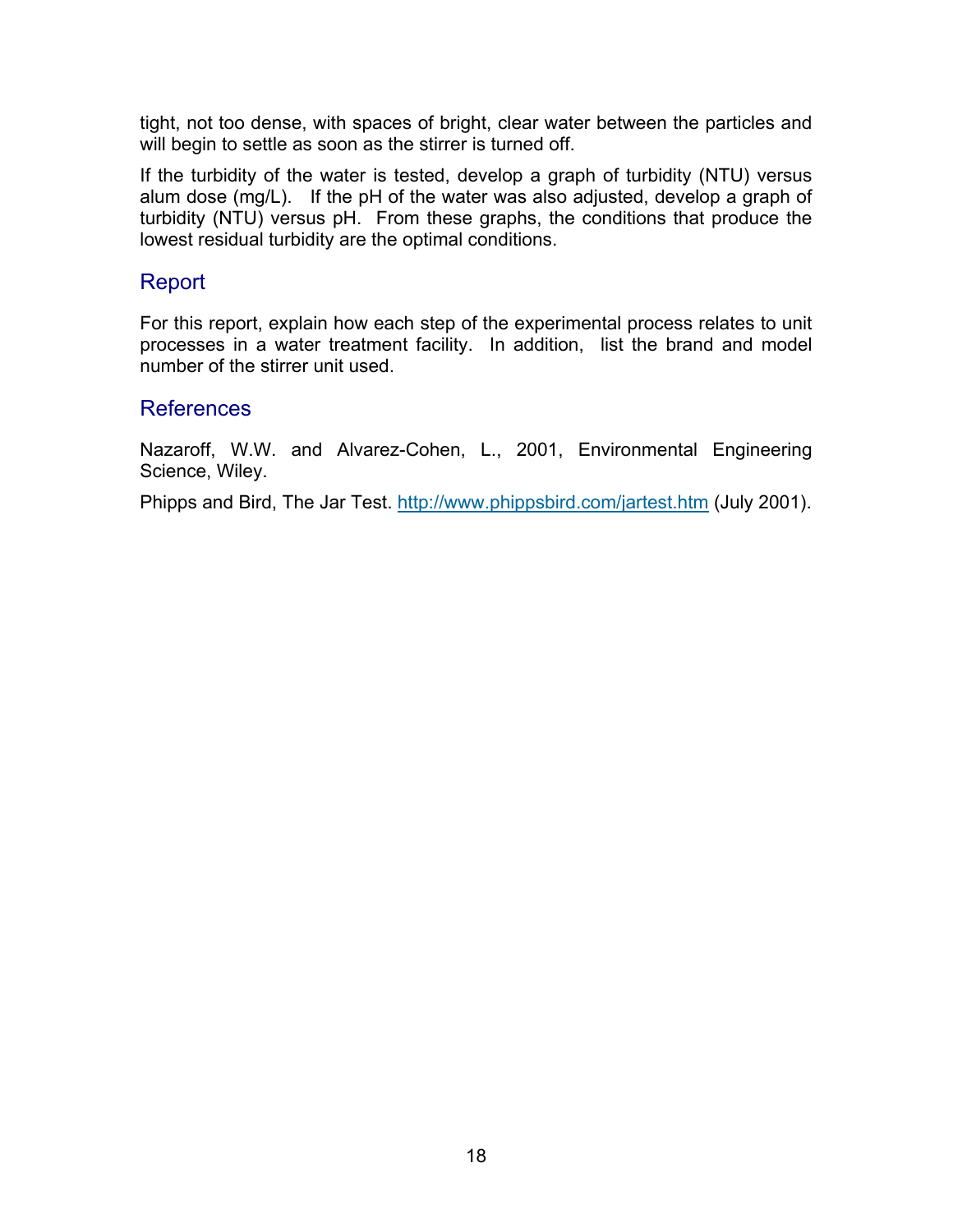tight, not too dense, with spaces of bright, clear water between the particles and will begin to settle as soon as the stirrer is turned off.

If the turbidity of the water is tested, develop a graph of turbidity (NTU) versus alum dose (mg/L). If the pH of the water was also adjusted, develop a graph of turbidity (NTU) versus pH. From these graphs, the conditions that produce the lowest residual turbidity are the optimal conditions.

## Report

For this report, explain how each step of the experimental process relates to unit processes in a water treatment facility. In addition, list the brand and model number of the stirrer unit used.

## References

Nazaroff, W.W. and Alvarez-Cohen, L., 2001, Environmental Engineering Science, Wiley.

Phipps and Bird, The Jar Test. http://www.phippsbird.com/jartest.htm (July 2001).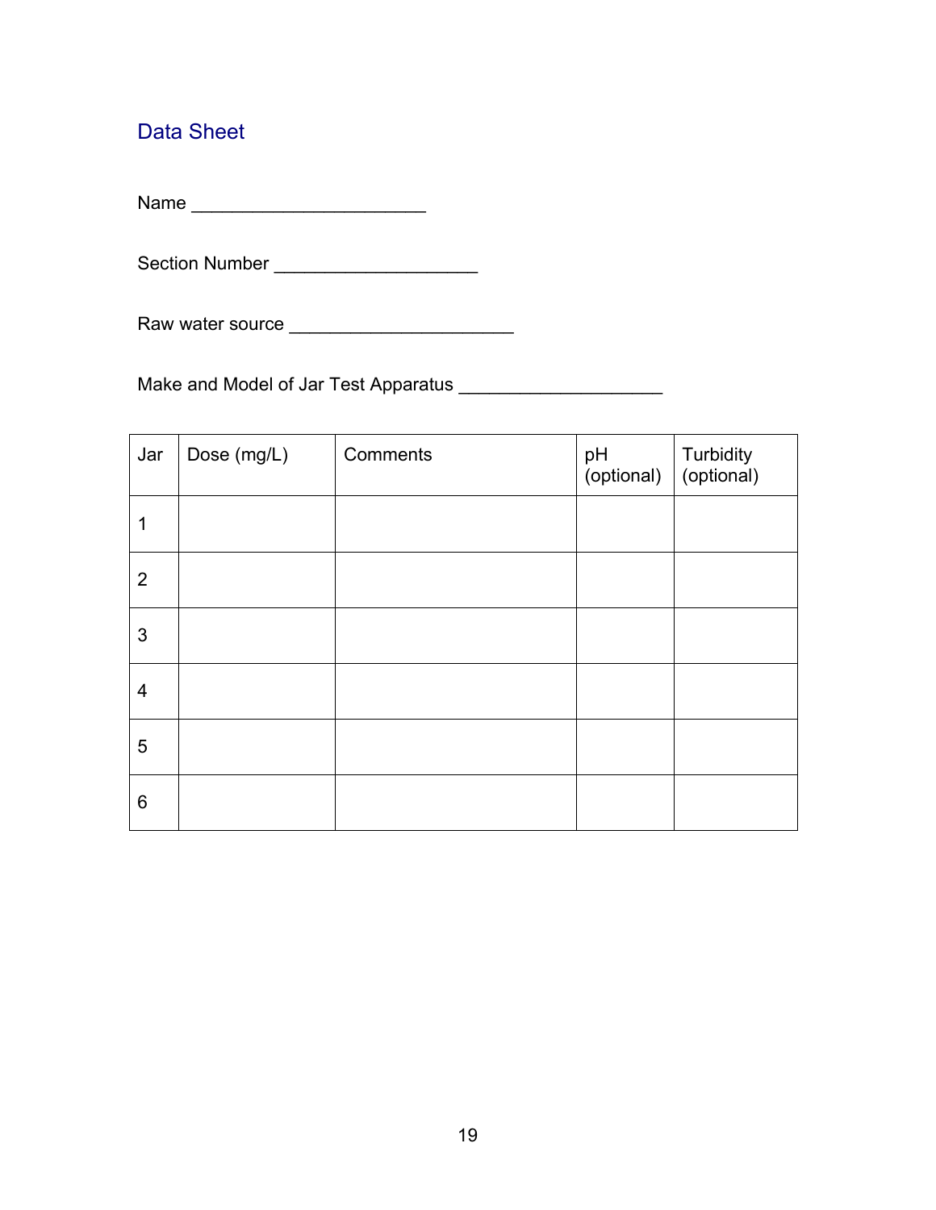## Data Sheet

Name ______________________

Section Number ___________________

Raw water source _____________________

Make and Model of Jar Test Apparatus ___________________

| Jar | Dose (mg/L) | Comments | pH (optional) | Turbidity (optional) |
|---|---|---|---|---|
| 1 | | | | |
| 2 | | | | |
| 3 | | | | |
| 4 | | | | |
| 5 | | | | |
| 6 | | | | |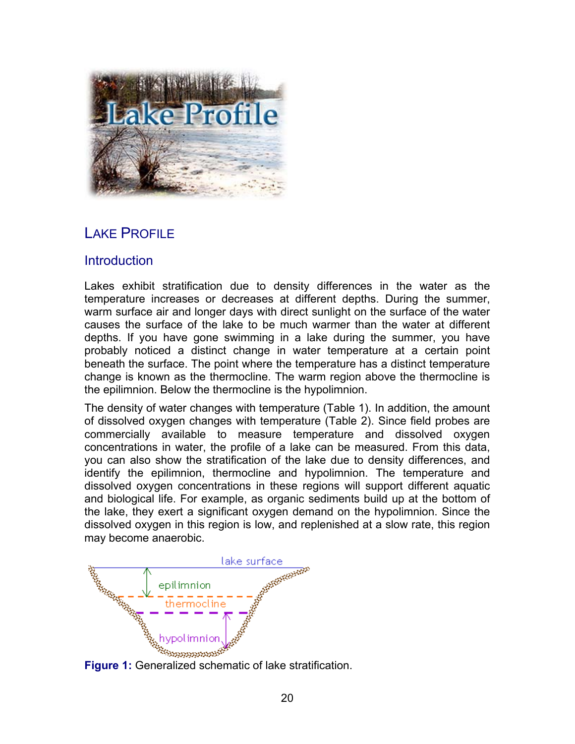# LAKE PROFILE

## Introduction

Lakes exhibit stratification due to density differences in the water as the temperature increases or decreases at different depths. During the summer, warm surface air and longer days with direct sunlight on the surface of the water causes the surface of the lake to be much warmer than the water at different depths. If you have gone swimming in a lake during the summer, you have probably noticed a distinct change in water temperature at a certain point beneath the surface. The point where the temperature has a distinct temperature change is known as the thermocline. The warm region above the thermocline is the epilimnion. Below the thermocline is the hypolimnion.

The density of water changes with temperature (Table 1). In addition, the amount of dissolved oxygen changes with temperature (Table 2). Since field probes are commercially available to measure temperature and dissolved oxygen concentrations in water, the profile of a lake can be measured. From this data, you can also show the stratification of the lake due to density differences, and identify the epilimnion, thermocline and hypolimnion. The temperature and dissolved oxygen concentrations in these regions will support different aquatic and biological life. For example, as organic sediments build up at the bottom of the lake, they exert a significant oxygen demand on the hypolimnion. Since the dissolved oxygen in this region is low, and replenished at a slow rate, this region may become anaerobic.

**Figure 1:** Generalized schematic of lake stratification.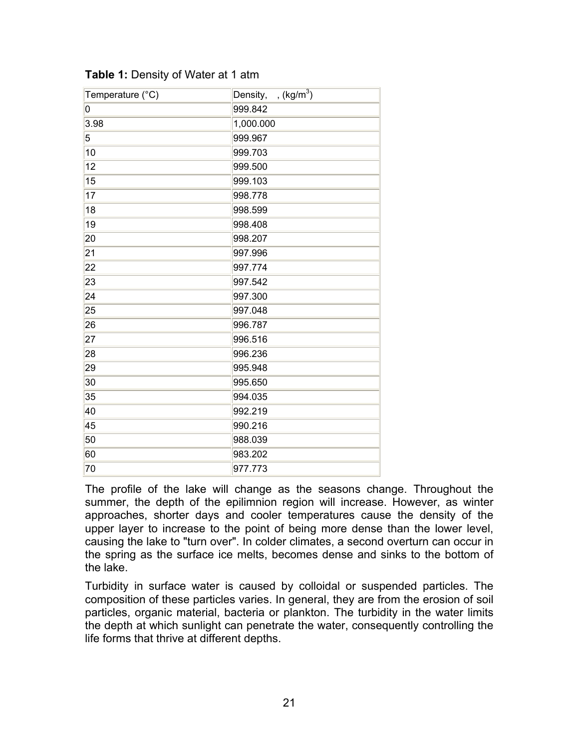**Table 1:** Density of Water at 1 atm

| Temperature (°C) | Density, , (kg/m$^3$) |
|---|---|
| 0 | 999.842 |
| 3.98 | 1,000.000 |
| 5 | 999.967 |
| 10 | 999.703 |
| 12 | 999.500 |
| 15 | 999.103 |
| 17 | 998.778 |
| 18 | 998.599 |
| 19 | 998.408 |
| 20 | 998.207 |
| 21 | 997.996 |
| 22 | 997.774 |
| 23 | 997.542 |
| 24 | 997.300 |
| 25 | 997.048 |
| 26 | 996.787 |
| 27 | 996.516 |
| 28 | 996.236 |
| 29 | 995.948 |
| 30 | 995.650 |
| 35 | 994.035 |
| 40 | 992.219 |
| 45 | 990.216 |
| 50 | 988.039 |
| 60 | 983.202 |
| 70 | 977.773 |

The profile of the lake will change as the seasons change. Throughout the summer, the depth of the epilimnion region will increase. However, as winter approaches, shorter days and cooler temperatures cause the density of the upper layer to increase to the point of being more dense than the lower level, causing the lake to "turn over". In colder climates, a second overturn can occur in the spring as the surface ice melts, becomes dense and sinks to the bottom of the lake.

Turbidity in surface water is caused by colloidal or suspended particles. The composition of these particles varies. In general, they are from the erosion of soil particles, organic material, bacteria or plankton. The turbidity in the water limits the depth at which sunlight can penetrate the water, consequently controlling the life forms that thrive at different depths.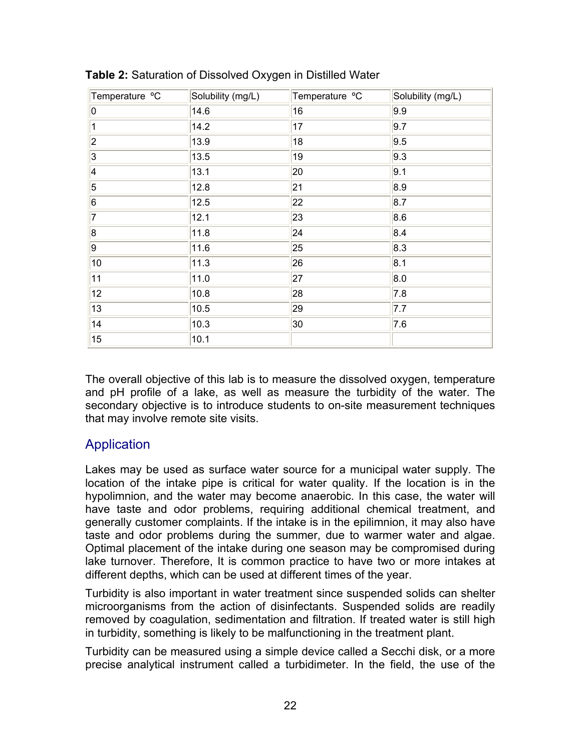**Table 2:** Saturation of Dissolved Oxygen in Distilled Water

| Temperature ºC | Solubility (mg/L) | Temperature ºC | Solubility (mg/L) |
|---|---|---|---|
| 0 | 14.6 | 16 | 9.9 |
| 1 | 14.2 | 17 | 9.7 |
| 2 | 13.9 | 18 | 9.5 |
| 3 | 13.5 | 19 | 9.3 |
| 4 | 13.1 | 20 | 9.1 |
| 5 | 12.8 | 21 | 8.9 |
| 6 | 12.5 | 22 | 8.7 |
| 7 | 12.1 | 23 | 8.6 |
| 8 | 11.8 | 24 | 8.4 |
| 9 | 11.6 | 25 | 8.3 |
| 10 | 11.3 | 26 | 8.1 |
| 11 | 11.0 | 27 | 8.0 |
| 12 | 10.8 | 28 | 7.8 |
| 13 | 10.5 | 29 | 7.7 |
| 14 | 10.3 | 30 | 7.6 |
| 15 | 10.1 | | |

The overall objective of this lab is to measure the dissolved oxygen, temperature and pH profile of a lake, as well as measure the turbidity of the water. The secondary objective is to introduce students to on-site measurement techniques that may involve remote site visits.

## Application

Lakes may be used as surface water source for a municipal water supply. The location of the intake pipe is critical for water quality. If the location is in the hypolimnion, and the water may become anaerobic. In this case, the water will have taste and odor problems, requiring additional chemical treatment, and generally customer complaints. If the intake is in the epilimnion, it may also have taste and odor problems during the summer, due to warmer water and algae. Optimal placement of the intake during one season may be compromised during lake turnover. Therefore, It is common practice to have two or more intakes at different depths, which can be used at different times of the year.

Turbidity is also important in water treatment since suspended solids can shelter microorganisms from the action of disinfectants. Suspended solids are readily removed by coagulation, sedimentation and filtration. If treated water is still high in turbidity, something is likely to be malfunctioning in the treatment plant.

Turbidity can be measured using a simple device called a Secchi disk, or a more precise analytical instrument called a turbidimeter. In the field, the use of the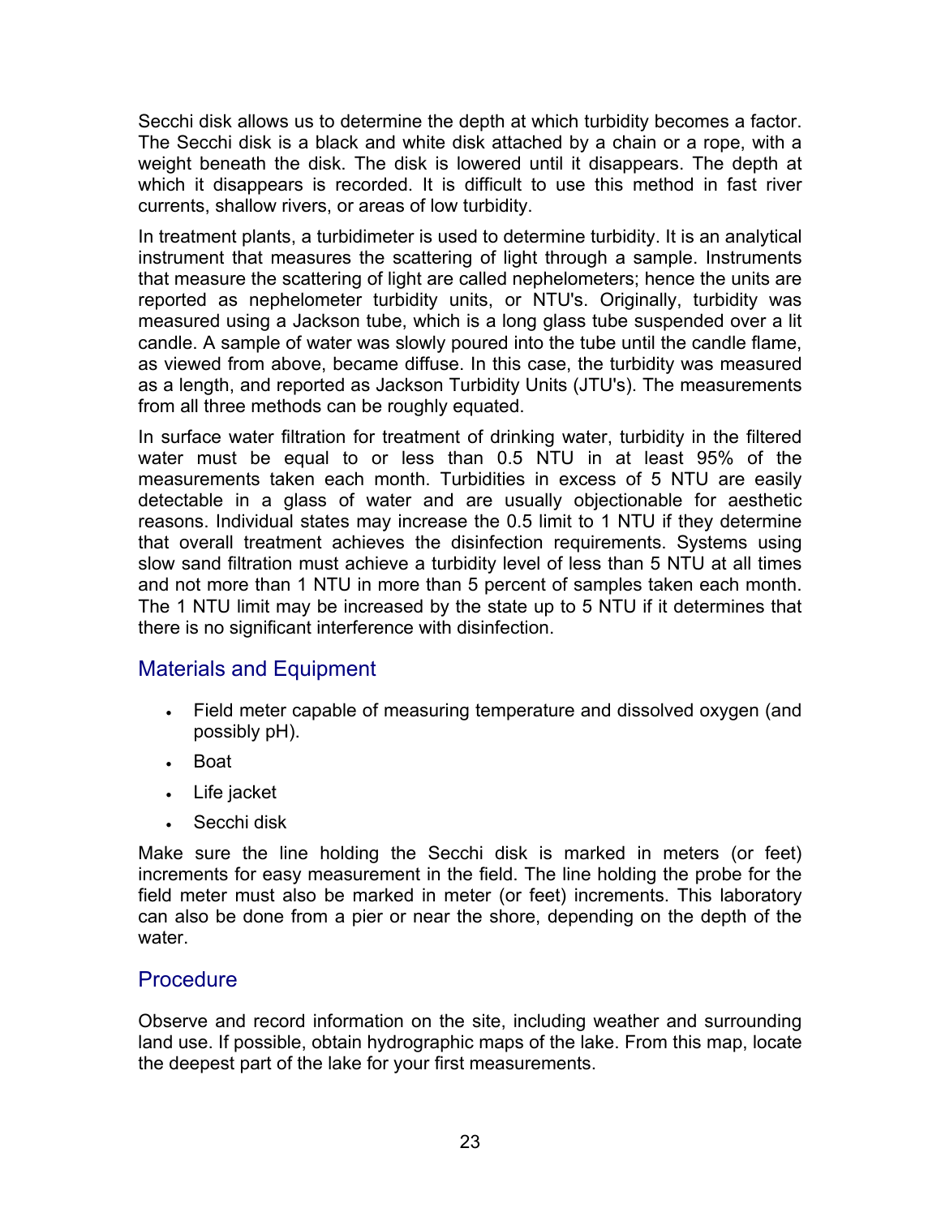Secchi disk allows us to determine the depth at which turbidity becomes a factor. The Secchi disk is a black and white disk attached by a chain or a rope, with a weight beneath the disk. The disk is lowered until it disappears. The depth at which it disappears is recorded. It is difficult to use this method in fast river currents, shallow rivers, or areas of low turbidity.

In treatment plants, a turbidimeter is used to determine turbidity. It is an analytical instrument that measures the scattering of light through a sample. Instruments that measure the scattering of light are called nephelometers; hence the units are reported as nephelometer turbidity units, or NTU's. Originally, turbidity was measured using a Jackson tube, which is a long glass tube suspended over a lit candle. A sample of water was slowly poured into the tube until the candle flame, as viewed from above, became diffuse. In this case, the turbidity was measured as a length, and reported as Jackson Turbidity Units (JTU's). The measurements from all three methods can be roughly equated.

In surface water filtration for treatment of drinking water, turbidity in the filtered water must be equal to or less than 0.5 NTU in at least 95% of the measurements taken each month. Turbidities in excess of 5 NTU are easily detectable in a glass of water and are usually objectionable for aesthetic reasons. Individual states may increase the 0.5 limit to 1 NTU if they determine that overall treatment achieves the disinfection requirements. Systems using slow sand filtration must achieve a turbidity level of less than 5 NTU at all times and not more than 1 NTU in more than 5 percent of samples taken each month. The 1 NTU limit may be increased by the state up to 5 NTU if it determines that there is no significant interference with disinfection.

## Materials and Equipment

- Field meter capable of measuring temperature and dissolved oxygen (and possibly pH).
- Boat
- Life jacket
- Secchi disk

Make sure the line holding the Secchi disk is marked in meters (or feet) increments for easy measurement in the field. The line holding the probe for the field meter must also be marked in meter (or feet) increments. This laboratory can also be done from a pier or near the shore, depending on the depth of the water.

## Procedure

Observe and record information on the site, including weather and surrounding land use. If possible, obtain hydrographic maps of the lake. From this map, locate the deepest part of the lake for your first measurements.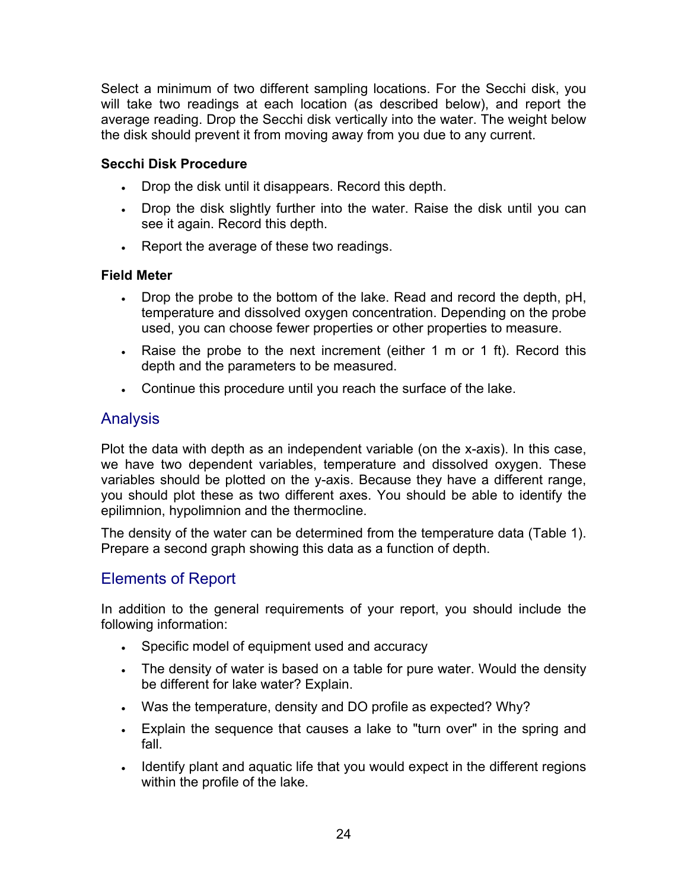Select a minimum of two different sampling locations. For the Secchi disk, you will take two readings at each location (as described below), and report the average reading. Drop the Secchi disk vertically into the water. The weight below the disk should prevent it from moving away from you due to any current.

**Secchi Disk Procedure**

- Drop the disk until it disappears. Record this depth.
- Drop the disk slightly further into the water. Raise the disk until you can see it again. Record this depth.
- Report the average of these two readings.

**Field Meter**

- Drop the probe to the bottom of the lake. Read and record the depth, pH, temperature and dissolved oxygen concentration. Depending on the probe used, you can choose fewer properties or other properties to measure.
- Raise the probe to the next increment (either 1 m or 1 ft). Record this depth and the parameters to be measured.
- Continue this procedure until you reach the surface of the lake.

## Analysis

Plot the data with depth as an independent variable (on the x-axis). In this case, we have two dependent variables, temperature and dissolved oxygen. These variables should be plotted on the y-axis. Because they have a different range, you should plot these as two different axes. You should be able to identify the epilimnion, hypolimnion and the thermocline.

The density of the water can be determined from the temperature data (Table 1). Prepare a second graph showing this data as a function of depth.

## Elements of Report

In addition to the general requirements of your report, you should include the following information:

- Specific model of equipment used and accuracy
- The density of water is based on a table for pure water. Would the density be different for lake water? Explain.
- Was the temperature, density and DO profile as expected? Why?
- Explain the sequence that causes a lake to "turn over" in the spring and fall.
- Identify plant and aquatic life that you would expect in the different regions within the profile of the lake.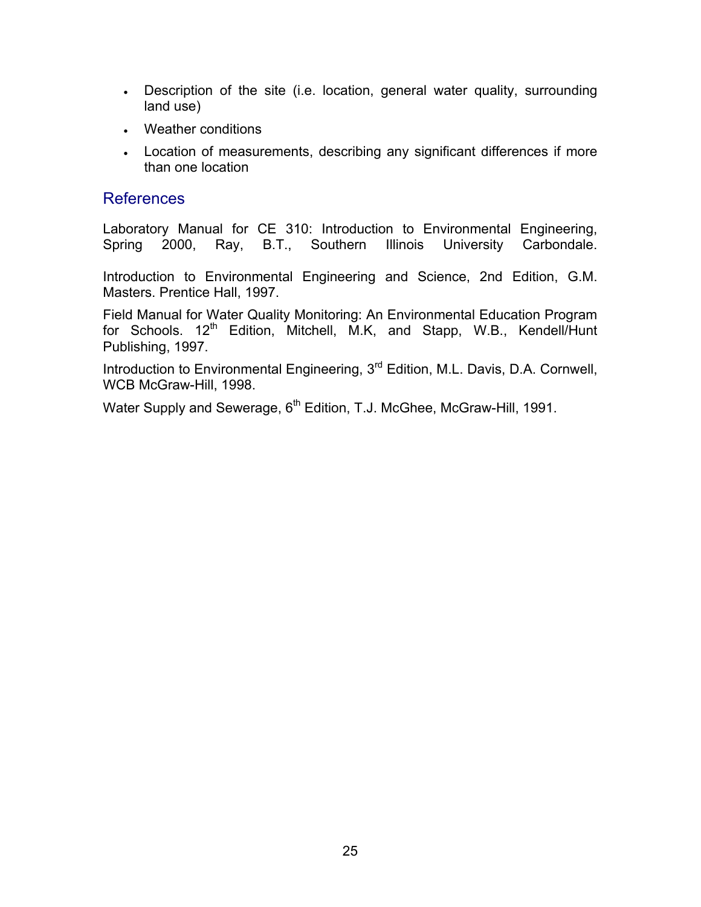- Description of the site (i.e. location, general water quality, surrounding land use)
- Weather conditions
- Location of measurements, describing any significant differences if more than one location

## References

Laboratory Manual for CE 310: Introduction to Environmental Engineering, Spring 2000, Ray, B.T., Southern Illinois University Carbondale.

Introduction to Environmental Engineering and Science, 2nd Edition, G.M. Masters. Prentice Hall, 1997.

Field Manual for Water Quality Monitoring: An Environmental Education Program for Schools. 12th Edition, Mitchell, M.K, and Stapp, W.B., Kendell/Hunt Publishing, 1997.

Introduction to Environmental Engineering, 3rd Edition, M.L. Davis, D.A. Cornwell, WCB McGraw-Hill, 1998.

Water Supply and Sewerage, 6th Edition, T.J. McGhee, McGraw-Hill, 1991.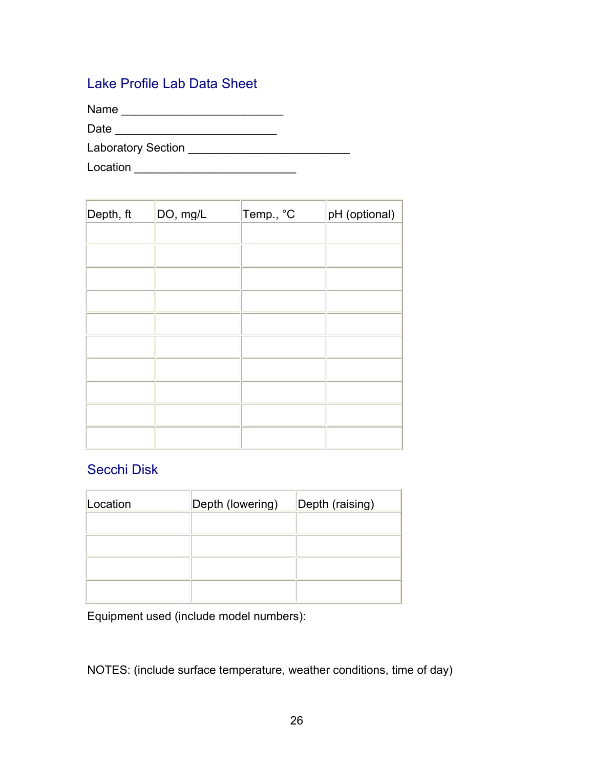## Lake Profile Lab Data Sheet

Name ________________________

Date ________________________

Laboratory Section ________________________

Location ________________________

| Depth, ft | DO, mg/L | Temp., °C | pH (optional) |
|---|---|---|---|
| | | | |
| | | | |
| | | | |
| | | | |
| | | | |
| | | | |
| | | | |
| | | | |
| | | | |
| | | | |

## Secchi Disk

| Location | Depth (lowering) | Depth (raising) |
|---|---|---|
| | | |
| | | |
| | | |
| | | |

Equipment used (include model numbers):

NOTES: (include surface temperature, weather conditions, time of day)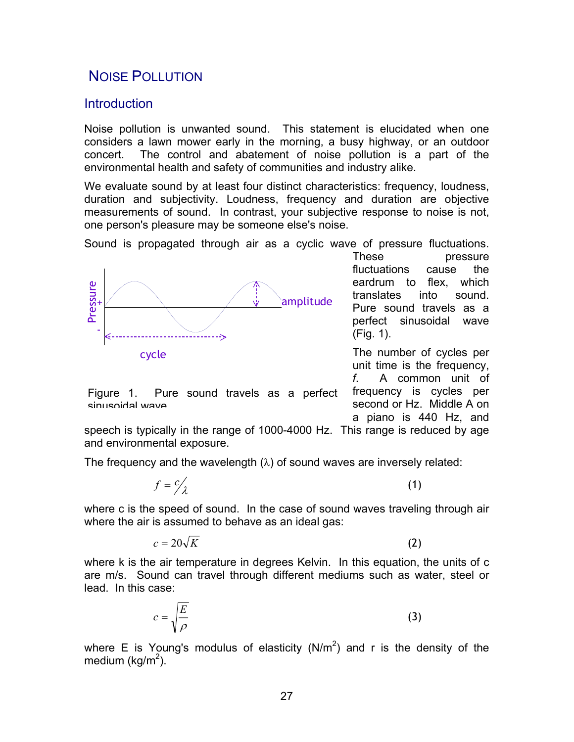# Noise Pollution

## Introduction

Noise pollution is unwanted sound. This statement is elucidated when one considers a lawn mower early in the morning, a busy highway, or an outdoor concert. The control and abatement of noise pollution is a part of the environmental health and safety of communities and industry alike.

We evaluate sound by at least four distinct characteristics: frequency, loudness, duration and subjectivity. Loudness, frequency and duration are objective measurements of sound. In contrast, your subjective response to noise is not, one person's pleasure may be someone else's noise.

Sound is propagated through air as a cyclic wave of pressure fluctuations. These pressure fluctuations cause the eardrum to flex, which translates into sound. Pure sound travels as a perfect sinusoidal wave (Fig. 1).

Figure 1. Pure sound travels as a perfect sinusoidal wave

The number of cycles per unit time is the frequency, *f*. A common unit of frequency is cycles per second or Hz. Middle A on a piano is 440 Hz, and speech is typically in the range of 1000-4000 Hz. This range is reduced by age and environmental exposure.

The frequency and the wavelength ($\lambda$) of sound waves are inversely related:

$$f = c/\lambda \tag{1}$$

where c is the speed of sound. In the case of sound waves traveling through air where the air is assumed to behave as an ideal gas:

$$c = 20\sqrt{K} \tag{2}$$

where k is the air temperature in degrees Kelvin. In this equation, the units of c are m/s. Sound can travel through different mediums such as water, steel or lead. In this case:

$$c = \sqrt{\frac{E}{\rho}} \tag{3}$$

where E is Young's modulus of elasticity ($N/m^2$) and r is the density of the medium ($kg/m^2$).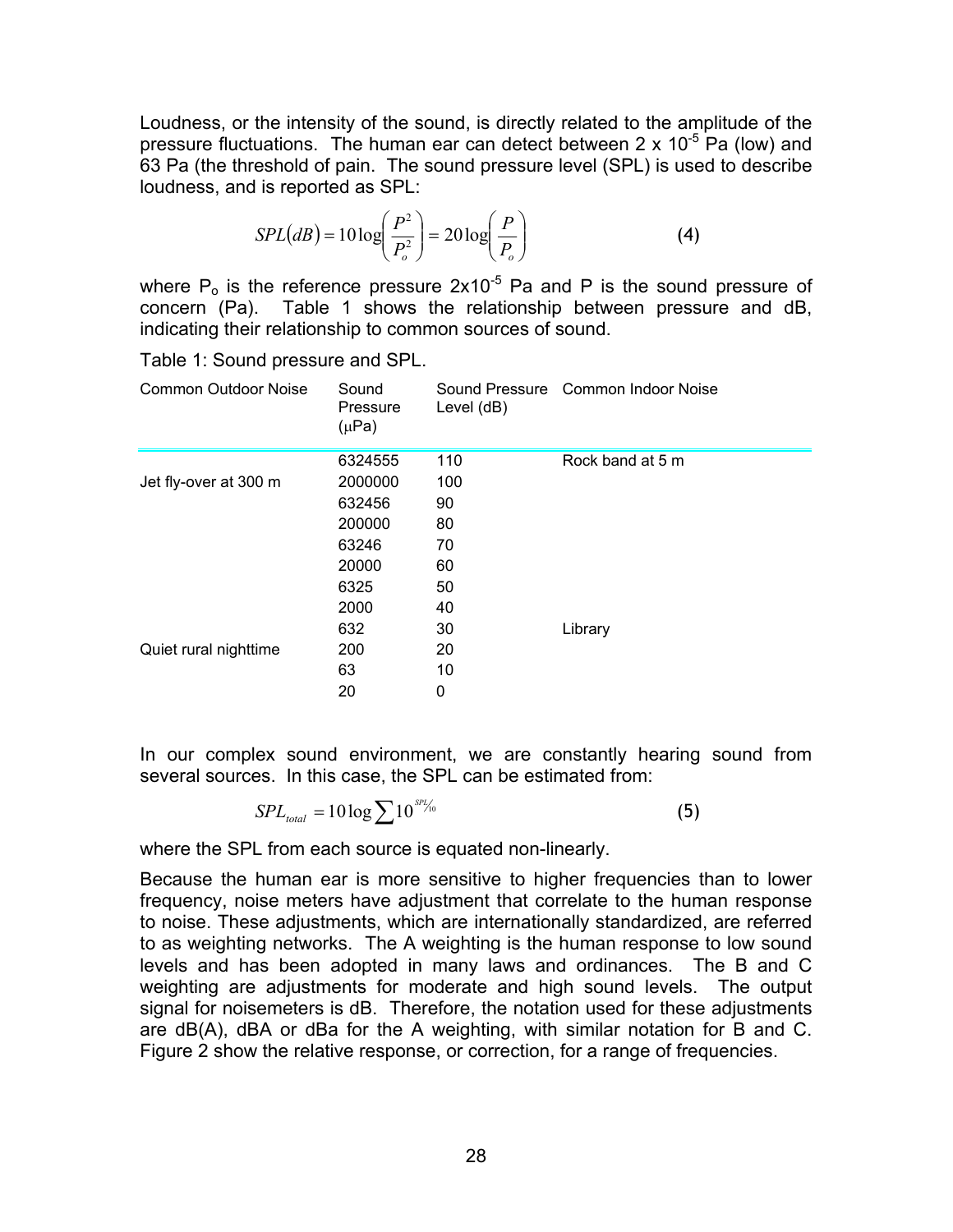Loudness, or the intensity of the sound, is directly related to the amplitude of the pressure fluctuations. The human ear can detect between 2 x $10^{-5}$ Pa (low) and 63 Pa (the threshold of pain. The sound pressure level (SPL) is used to describe loudness, and is reported as SPL:

$$SPL(dB) = 10\log\left(\frac{P^2}{P_o^2}\right) = 20\log\left(\frac{P}{P_o}\right) \tag{4}$$

where $P_o$ is the reference pressure 2x$10^{-5}$ Pa and P is the sound pressure of concern (Pa). Table 1 shows the relationship between pressure and dB, indicating their relationship to common sources of sound.

Table 1: Sound pressure and SPL.

| Common Outdoor Noise | Sound Pressure (μPa) | Sound Pressure Level (dB) | Common Indoor Noise |
|---|---|---|---|
| | 6324555 | 110 | Rock band at 5 m |
| Jet fly-over at 300 m | 2000000 | 100 | |
| | 632456 | 90 | |
| | 200000 | 80 | |
| | 63246 | 70 | |
| | 20000 | 60 | |
| | 6325 | 50 | |
| | 2000 | 40 | |
| | 632 | 30 | Library |
| Quiet rural nighttime | 200 | 20 | |
| | 63 | 10 | |
| | 20 | 0 | |

In our complex sound environment, we are constantly hearing sound from several sources. In this case, the SPL can be estimated from:

$$SPL_{total} = 10\log\sum 10^{SPL/10} \tag{5}$$

where the SPL from each source is equated non-linearly.

Because the human ear is more sensitive to higher frequencies than to lower frequency, noise meters have adjustment that correlate to the human response to noise. These adjustments, which are internationally standardized, are referred to as weighting networks. The A weighting is the human response to low sound levels and has been adopted in many laws and ordinances. The B and C weighting are adjustments for moderate and high sound levels. The output signal for noisemeters is dB. Therefore, the notation used for these adjustments are dB(A), dBA or dBa for the A weighting, with similar notation for B and C. Figure 2 show the relative response, or correction, for a range of frequencies.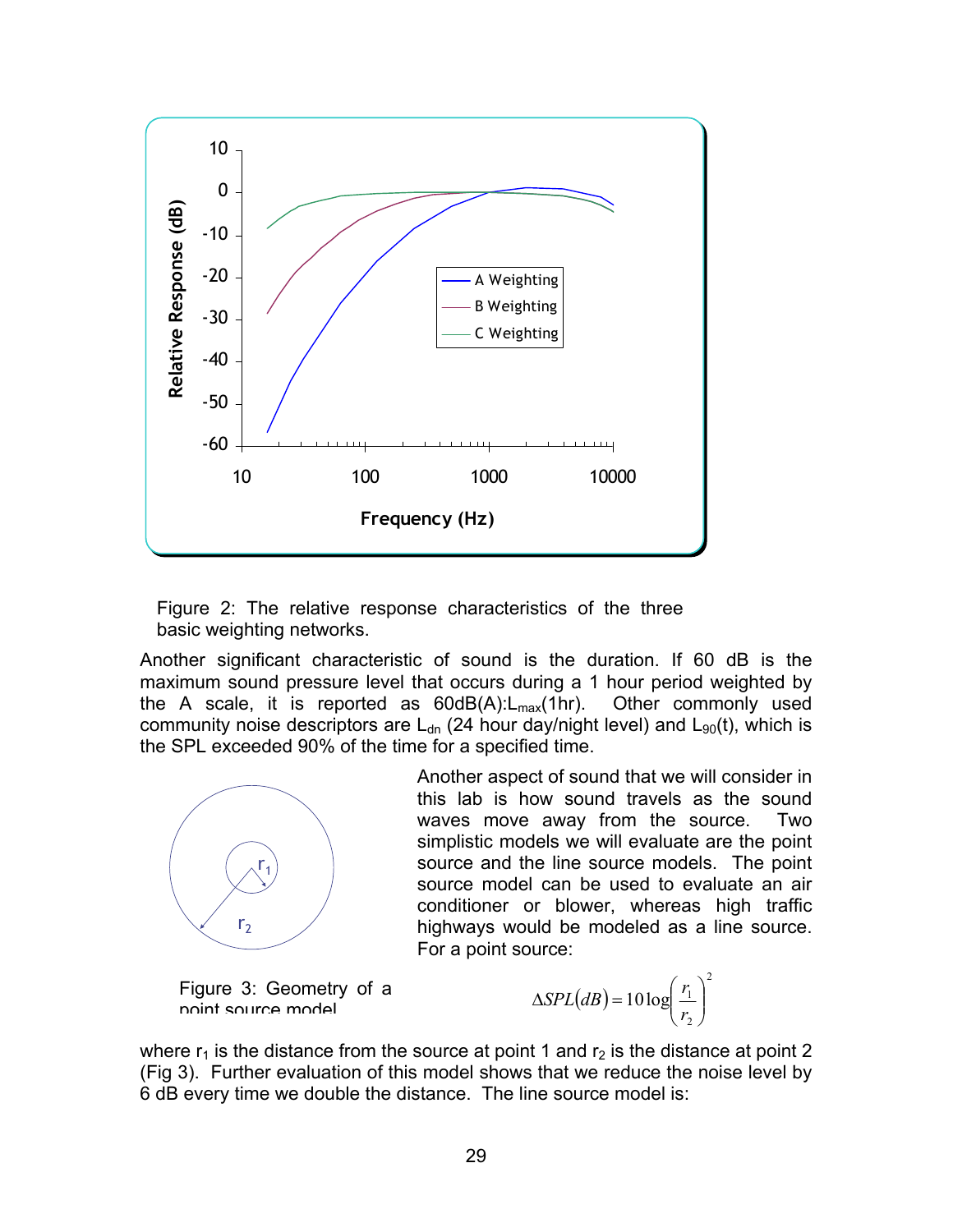Figure 2: The relative response characteristics of the three basic weighting networks.

Another significant characteristic of sound is the duration. If 60 dB is the maximum sound pressure level that occurs during a 1 hour period weighted by the A scale, it is reported as 60dB(A):$L_{max}$(1hr). Other commonly used community noise descriptors are $L_{dn}$ (24 hour day/night level) and $L_{90}(t)$, which is the SPL exceeded 90% of the time for a specified time.

Another aspect of sound that we will consider in this lab is how sound travels as the sound waves move away from the source. Two simplistic models we will evaluate are the point source and the line source models. The point source model can be used to evaluate an air conditioner or blower, whereas high traffic highways would be modeled as a line source. For a point source:

Figure 3: Geometry of a point source model

$$\Delta SPL(dB) = 10\log\left(\frac{r_1}{r_2}\right)^2$$

where $r_1$ is the distance from the source at point 1 and $r_2$ is the distance at point 2 (Fig 3). Further evaluation of this model shows that we reduce the noise level by 6 dB every time we double the distance. The line source model is: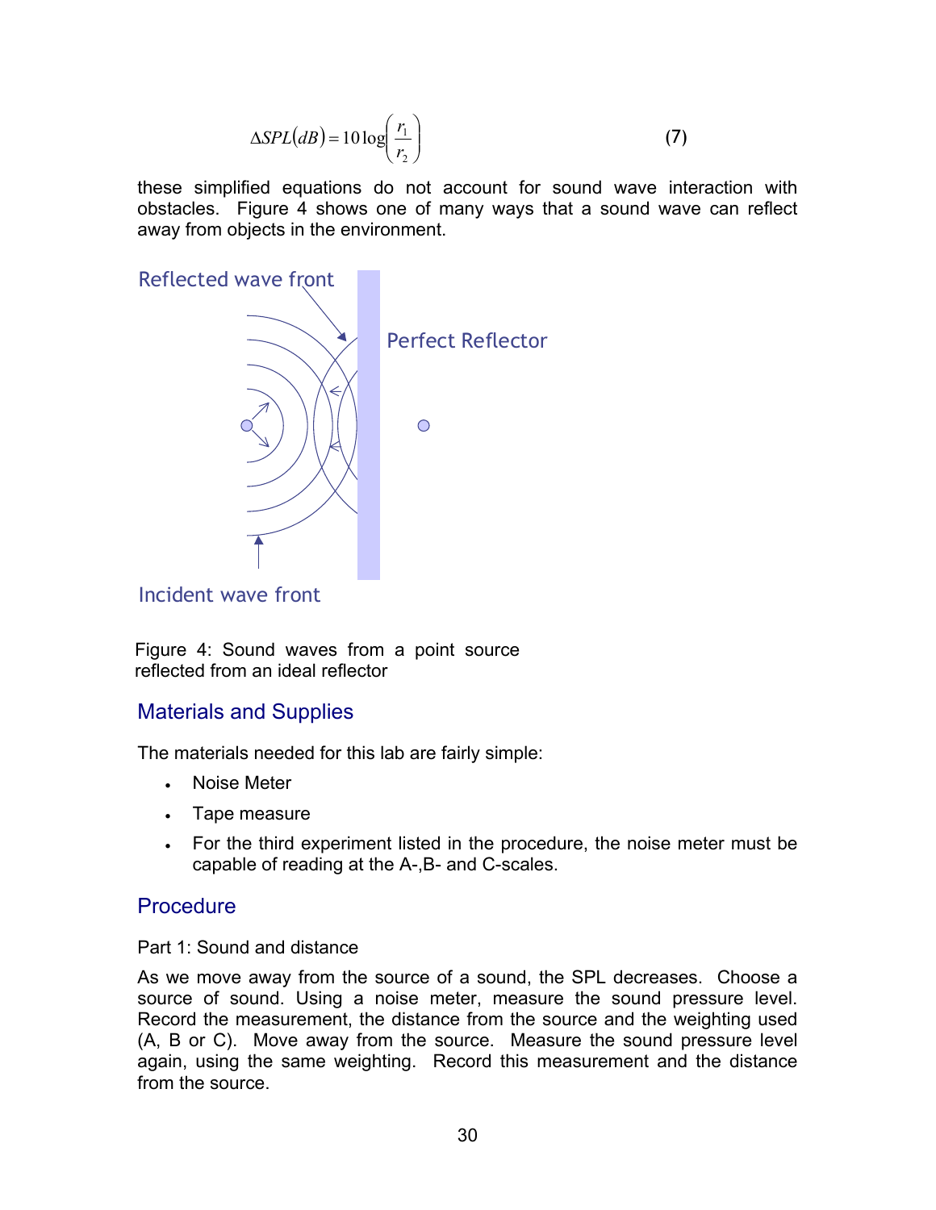$$\Delta SPL(dB) = 10\log\left(\frac{r_1}{r_2}\right) \tag{7}$$

these simplified equations do not account for sound wave interaction with obstacles. Figure 4 shows one of many ways that a sound wave can reflect away from objects in the environment.

Reflected wave front

Perfect Reflector

Incident wave front

Figure 4: Sound waves from a point source reflected from an ideal reflector

## Materials and Supplies

The materials needed for this lab are fairly simple:

- Noise Meter
- Tape measure
- For the third experiment listed in the procedure, the noise meter must be capable of reading at the A-,B- and C-scales.

## Procedure

Part 1: Sound and distance

As we move away from the source of a sound, the SPL decreases. Choose a source of sound. Using a noise meter, measure the sound pressure level. Record the measurement, the distance from the source and the weighting used (A, B or C). Move away from the source. Measure the sound pressure level again, using the same weighting. Record this measurement and the distance from the source.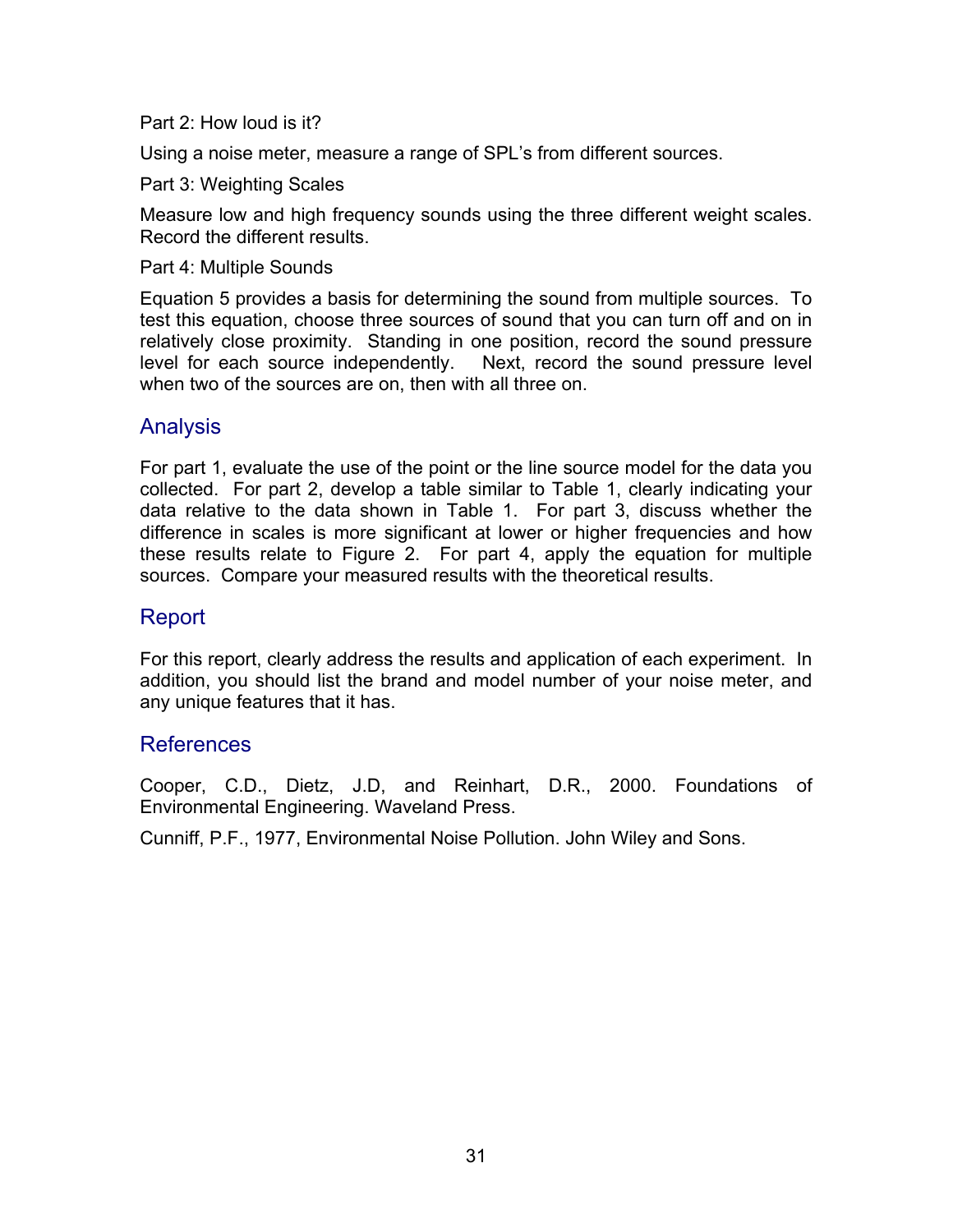Part 2: How loud is it?

Using a noise meter, measure a range of SPL's from different sources.

Part 3: Weighting Scales

Measure low and high frequency sounds using the three different weight scales. Record the different results.

Part 4: Multiple Sounds

Equation 5 provides a basis for determining the sound from multiple sources. To test this equation, choose three sources of sound that you can turn off and on in relatively close proximity. Standing in one position, record the sound pressure level for each source independently. Next, record the sound pressure level when two of the sources are on, then with all three on.

## Analysis

For part 1, evaluate the use of the point or the line source model for the data you collected. For part 2, develop a table similar to Table 1, clearly indicating your data relative to the data shown in Table 1. For part 3, discuss whether the difference in scales is more significant at lower or higher frequencies and how these results relate to Figure 2. For part 4, apply the equation for multiple sources. Compare your measured results with the theoretical results.

## Report

For this report, clearly address the results and application of each experiment. In addition, you should list the brand and model number of your noise meter, and any unique features that it has.

## References

Cooper, C.D., Dietz, J.D, and Reinhart, D.R., 2000. Foundations of Environmental Engineering. Waveland Press.

Cunniff, P.F., 1977, Environmental Noise Pollution. John Wiley and Sons.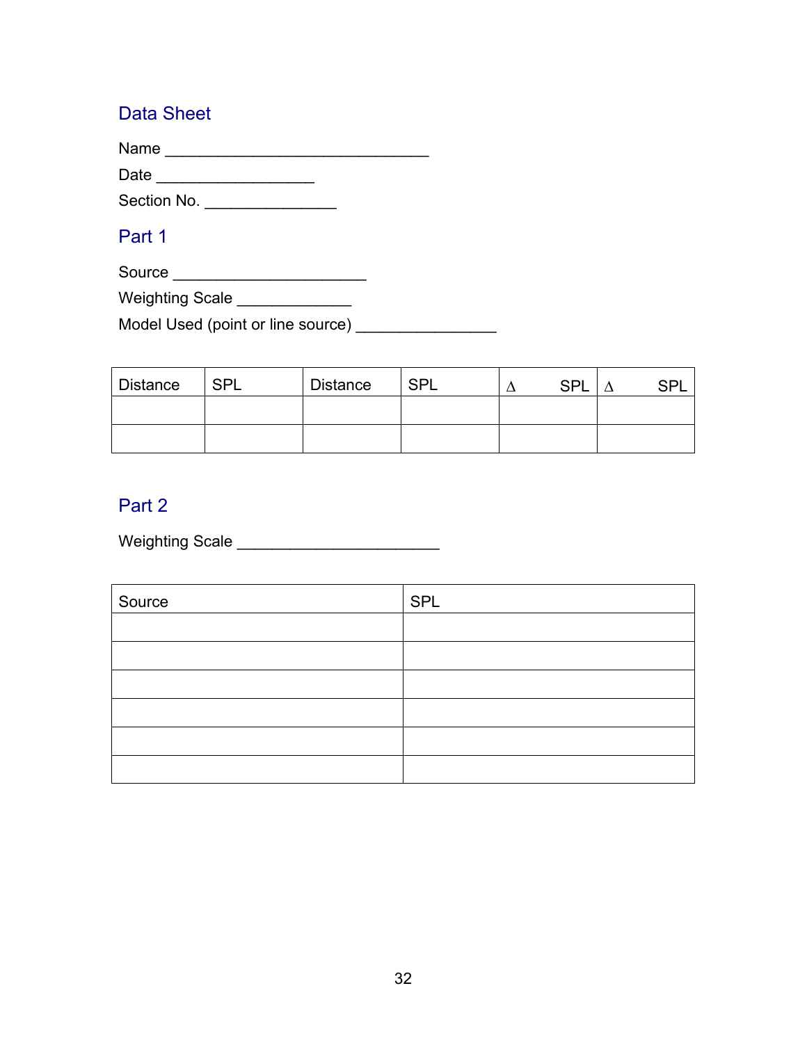## Data Sheet

Name ______________________________

Date _________________

Section No. _______________

## Part 1

Source ______________________

Weighting Scale _____________

Model Used (point or line source) ________________

| Distance | SPL | Distance | SPL | Δ SPL | Δ SPL |
|---|---|---|---|---|---|
| | | | | | |
| | | | | | |

## Part 2

Weighting Scale _______________________

| Source | SPL |
|---|---|
| | |
| | |
| | |
| | |
| | |
| | |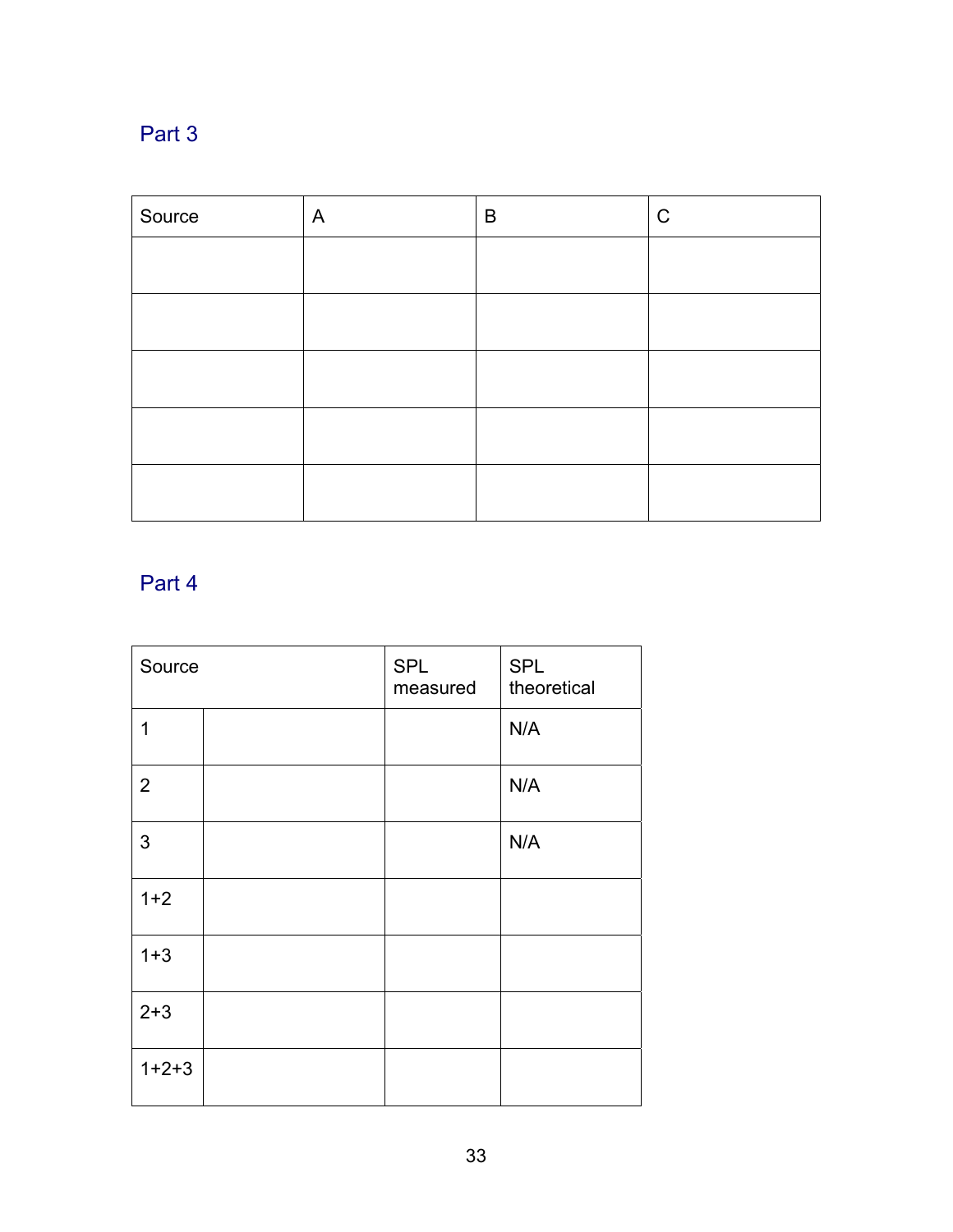## Part 3

| Source | A | B | C |
|---|---|---|---|
| | | | |
| | | | |
| | | | |
| | | | |
| | | | |

## Part 4

| Source | | SPL measured | SPL theoretical |
|---|---|---|---|
| 1 | | | N/A |
| 2 | | | N/A |
| 3 | | | N/A |
| 1+2 | | | |
| 1+3 | | | |
| 2+3 | | | |
| 1+2+3 | | | |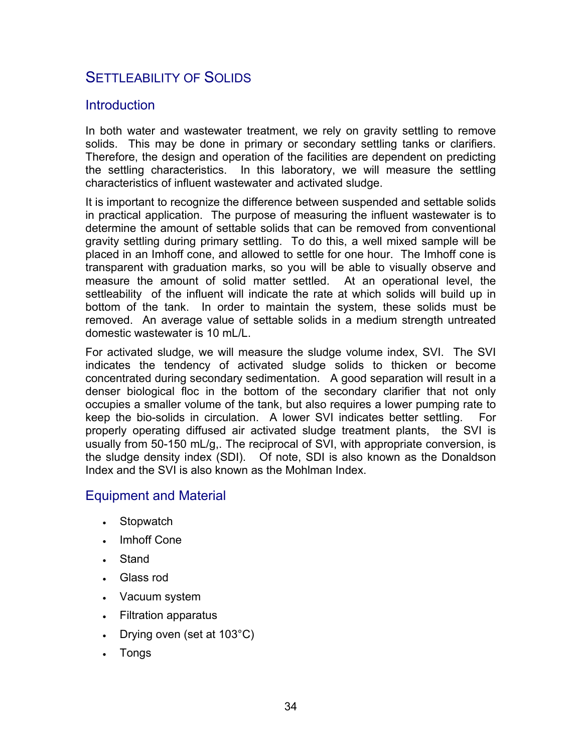# Settleability of Solids

## Introduction

In both water and wastewater treatment, we rely on gravity settling to remove solids. This may be done in primary or secondary settling tanks or clarifiers. Therefore, the design and operation of the facilities are dependent on predicting the settling characteristics. In this laboratory, we will measure the settling characteristics of influent wastewater and activated sludge.

It is important to recognize the difference between suspended and settable solids in practical application. The purpose of measuring the influent wastewater is to determine the amount of settable solids that can be removed from conventional gravity settling during primary settling. To do this, a well mixed sample will be placed in an Imhoff cone, and allowed to settle for one hour. The Imhoff cone is transparent with graduation marks, so you will be able to visually observe and measure the amount of solid matter settled. At an operational level, the settleability of the influent will indicate the rate at which solids will build up in bottom of the tank. In order to maintain the system, these solids must be removed. An average value of settable solids in a medium strength untreated domestic wastewater is 10 mL/L.

For activated sludge, we will measure the sludge volume index, SVI. The SVI indicates the tendency of activated sludge solids to thicken or become concentrated during secondary sedimentation. A good separation will result in a denser biological floc in the bottom of the secondary clarifier that not only occupies a smaller volume of the tank, but also requires a lower pumping rate to keep the bio-solids in circulation. A lower SVI indicates better settling. For properly operating diffused air activated sludge treatment plants, the SVI is usually from 50-150 mL/g,. The reciprocal of SVI, with appropriate conversion, is the sludge density index (SDI). Of note, SDI is also known as the Donaldson Index and the SVI is also known as the Mohlman Index.

## Equipment and Material

- Stopwatch
- Imhoff Cone
- Stand
- Glass rod
- Vacuum system
- Filtration apparatus
- Drying oven (set at 103°C)
- Tongs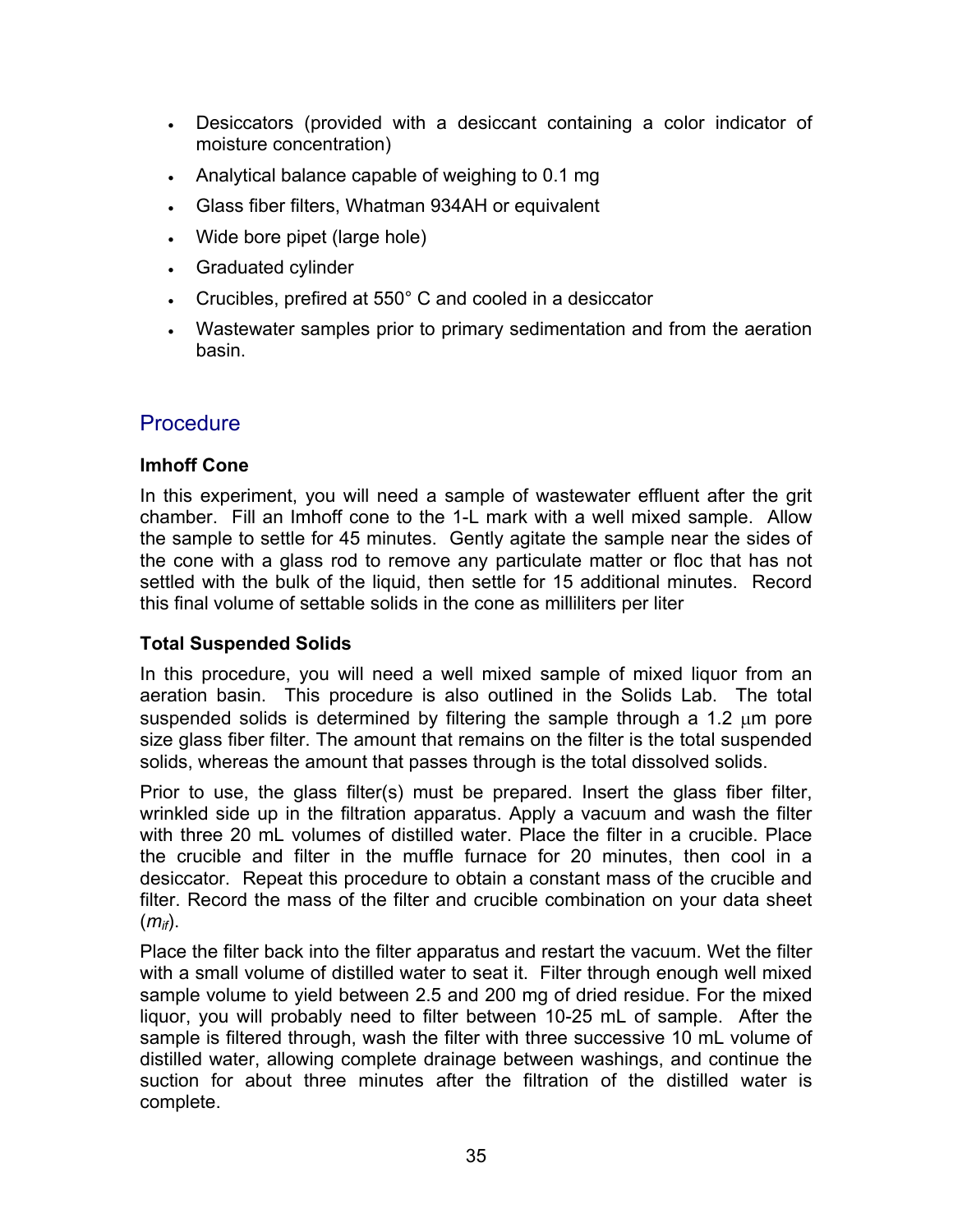- Desiccators (provided with a desiccant containing a color indicator of moisture concentration)
- Analytical balance capable of weighing to 0.1 mg
- Glass fiber filters, Whatman 934AH or equivalent
- Wide bore pipet (large hole)
- Graduated cylinder
- Crucibles, prefired at 550° C and cooled in a desiccator
- Wastewater samples prior to primary sedimentation and from the aeration basin.

## Procedure

**Imhoff Cone**

In this experiment, you will need a sample of wastewater effluent after the grit chamber. Fill an Imhoff cone to the 1-L mark with a well mixed sample. Allow the sample to settle for 45 minutes. Gently agitate the sample near the sides of the cone with a glass rod to remove any particulate matter or floc that has not settled with the bulk of the liquid, then settle for 15 additional minutes. Record this final volume of settable solids in the cone as milliliters per liter

**Total Suspended Solids**

In this procedure, you will need a well mixed sample of mixed liquor from an aeration basin. This procedure is also outlined in the Solids Lab. The total suspended solids is determined by filtering the sample through a 1.2 μm pore size glass fiber filter. The amount that remains on the filter is the total suspended solids, whereas the amount that passes through is the total dissolved solids.

Prior to use, the glass filter(s) must be prepared. Insert the glass fiber filter, wrinkled side up in the filtration apparatus. Apply a vacuum and wash the filter with three 20 mL volumes of distilled water. Place the filter in a crucible. Place the crucible and filter in the muffle furnace for 20 minutes, then cool in a desiccator. Repeat this procedure to obtain a constant mass of the crucible and filter. Record the mass of the filter and crucible combination on your data sheet ($m_{if}$).

Place the filter back into the filter apparatus and restart the vacuum. Wet the filter with a small volume of distilled water to seat it. Filter through enough well mixed sample volume to yield between 2.5 and 200 mg of dried residue. For the mixed liquor, you will probably need to filter between 10-25 mL of sample. After the sample is filtered through, wash the filter with three successive 10 mL volume of distilled water, allowing complete drainage between washings, and continue the suction for about three minutes after the filtration of the distilled water is complete.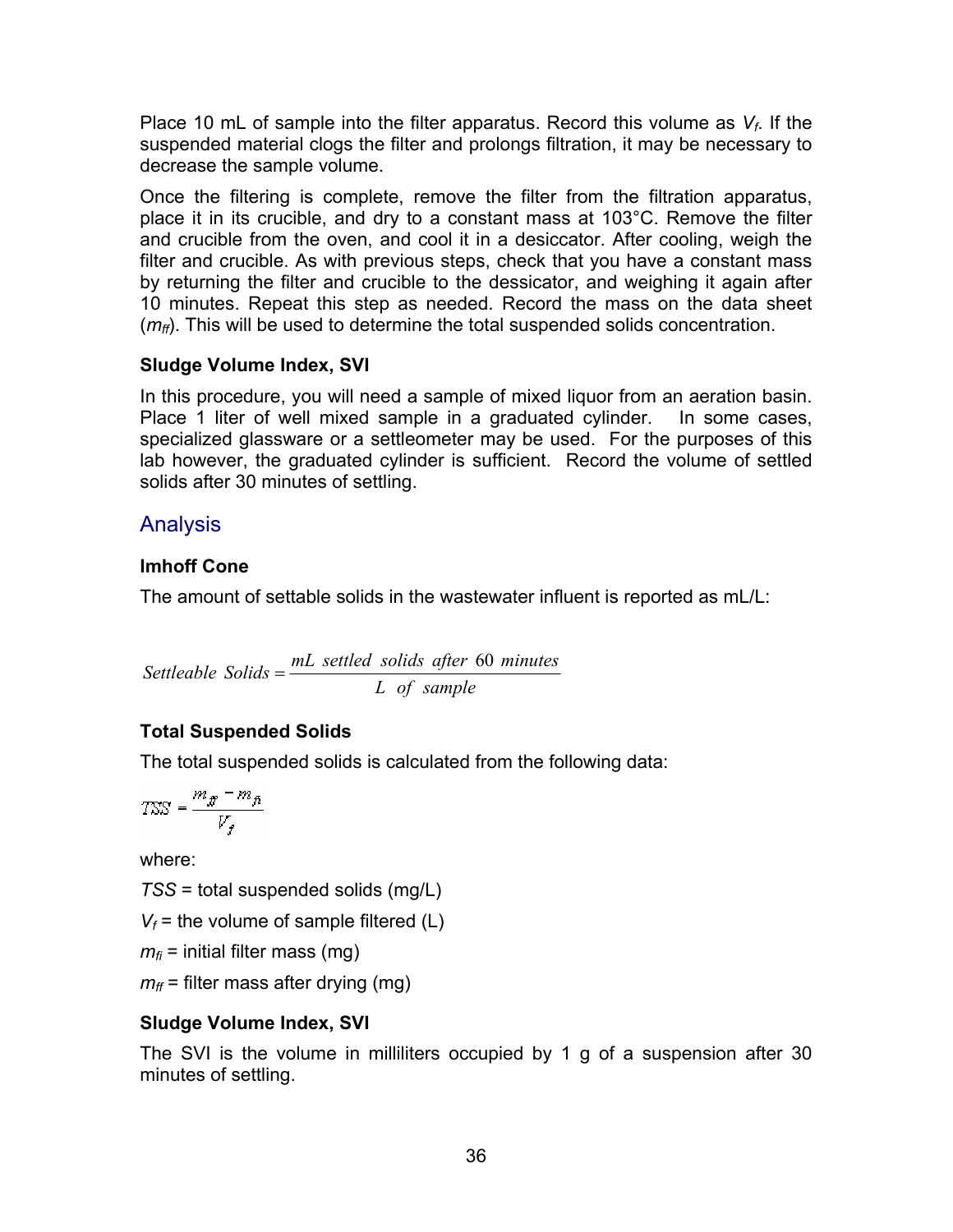Place 10 mL of sample into the filter apparatus. Record this volume as $V_f$. If the suspended material clogs the filter and prolongs filtration, it may be necessary to decrease the sample volume.

Once the filtering is complete, remove the filter from the filtration apparatus, place it in its crucible, and dry to a constant mass at 103°C. Remove the filter and crucible from the oven, and cool it in a desiccator. After cooling, weigh the filter and crucible. As with previous steps, check that you have a constant mass by returning the filter and crucible to the dessicator, and weighing it again after 10 minutes. Repeat this step as needed. Record the mass on the data sheet ($m_{ff}$). This will be used to determine the total suspended solids concentration.

**Sludge Volume Index, SVI**

In this procedure, you will need a sample of mixed liquor from an aeration basin. Place 1 liter of well mixed sample in a graduated cylinder. In some cases, specialized glassware or a settleometer may be used. For the purposes of this lab however, the graduated cylinder is sufficient. Record the volume of settled solids after 30 minutes of settling.

## Analysis

**Imhoff Cone**

The amount of settable solids in the wastewater influent is reported as mL/L:

$$Settleable\ Solids = \frac{mL\ settled\ solids\ after\ 60\ minutes}{L\ \ of\ \ sample}$$

**Total Suspended Solids**

The total suspended solids is calculated from the following data:

$$TSS = \frac{m_{ff} - m_{fi}}{V_f}$$

where:

$TSS$ = total suspended solids (mg/L)

$V_f$ = the volume of sample filtered (L)

$m_{fi}$ = initial filter mass (mg)

$m_{ff}$ = filter mass after drying (mg)

**Sludge Volume Index, SVI**

The SVI is the volume in milliliters occupied by 1 g of a suspension after 30 minutes of settling.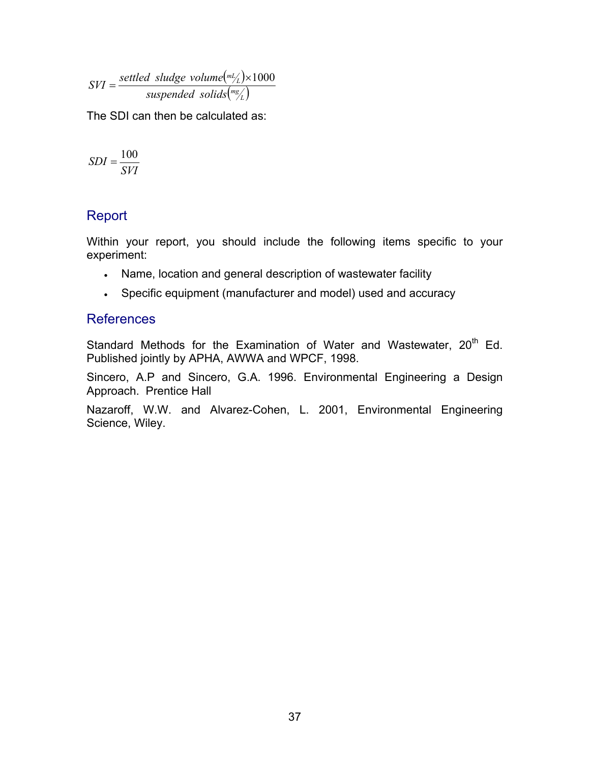$$SVI = \frac{settled\ \ sludge\ \ volume\left(\frac{mL}{L}\right) \times 1000}{suspended\ \ solids\left(\frac{mg}{L}\right)}$$

The SDI can then be calculated as:

$$SDI = \frac{100}{SVI}$$

## Report

Within your report, you should include the following items specific to your experiment:

- Name, location and general description of wastewater facility
- Specific equipment (manufacturer and model) used and accuracy

## References

Standard Methods for the Examination of Water and Wastewater, 20th Ed. Published jointly by APHA, AWWA and WPCF, 1998.

Sincero, A.P and Sincero, G.A. 1996. Environmental Engineering a Design Approach. Prentice Hall

Nazaroff, W.W. and Alvarez-Cohen, L. 2001, Environmental Engineering Science, Wiley.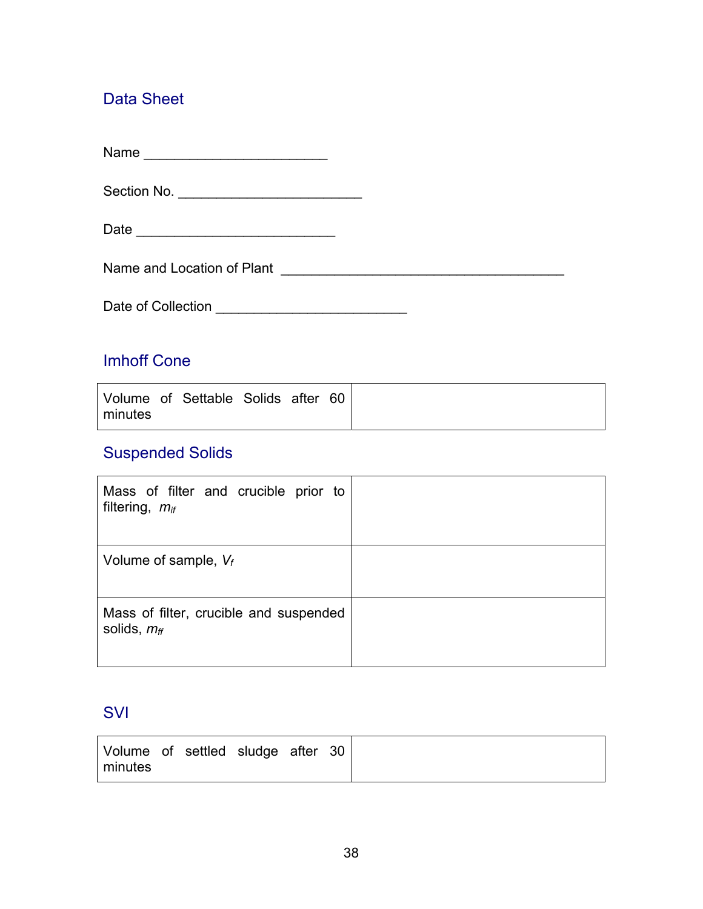## Data Sheet

Name ________________________

Section No. ________________________

Date __________________________

Name and Location of Plant _____________________________________

Date of Collection _________________________

## Imhoff Cone

| Volume of Settable Solids after 60 minutes | |
|---|---|

## Suspended Solids

| Mass of filter and crucible prior to filtering, $m_{if}$ | |
|---|---|
| Volume of sample, $V_f$ | |
| Mass of filter, crucible and suspended solids, $m_{ff}$ | |

## SVI

| Volume of settled sludge after 30 minutes | |
|---|---|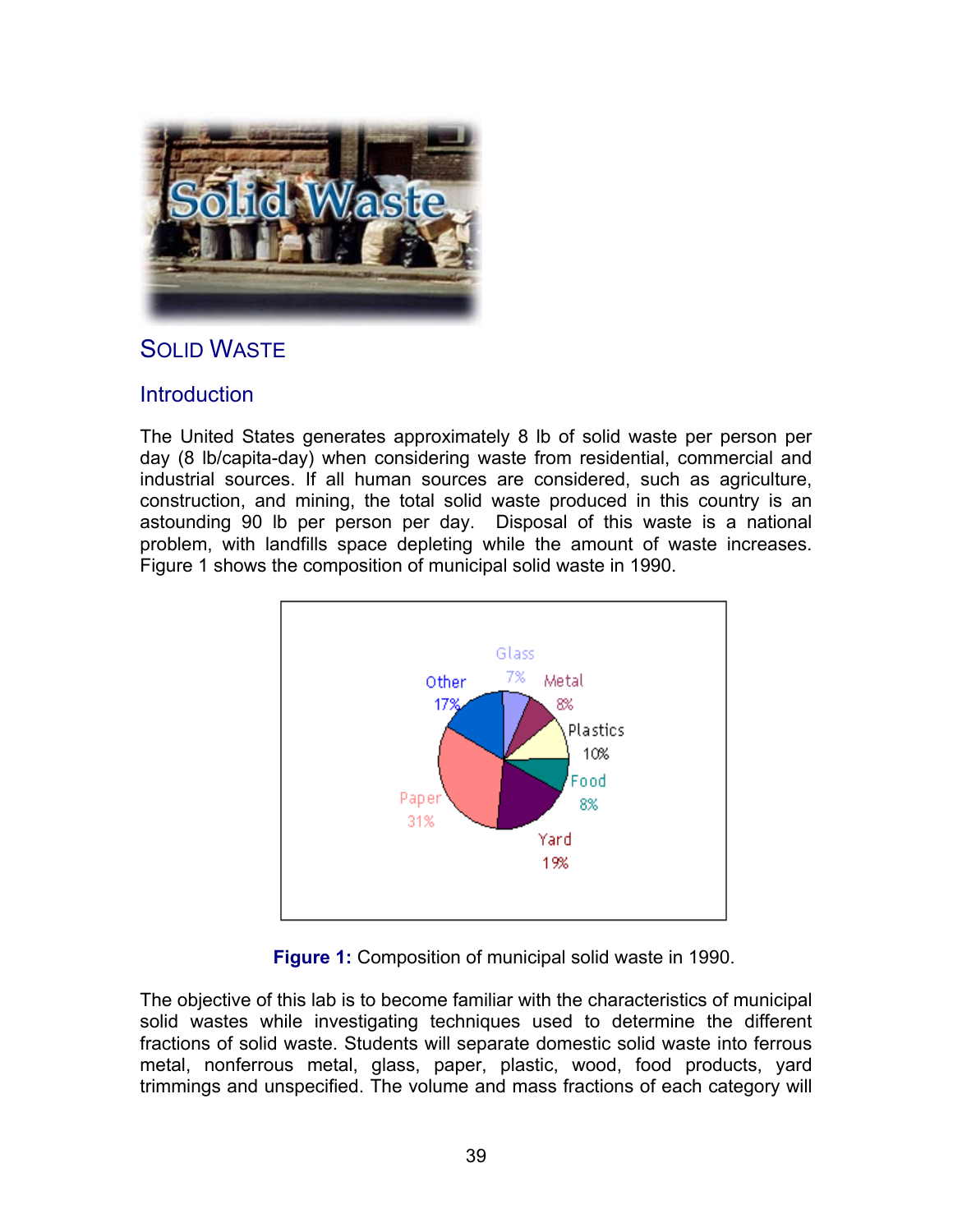## Solid Waste

### Introduction

The United States generates approximately 8 lb of solid waste per person per day (8 lb/capita-day) when considering waste from residential, commercial and industrial sources. If all human sources are considered, such as agriculture, construction, and mining, the total solid waste produced in this country is an astounding 90 lb per person per day. Disposal of this waste is a national problem, with landfills space depleting while the amount of waste increases. Figure 1 shows the composition of municipal solid waste in 1990.

**Figure 1:** Composition of municipal solid waste in 1990.

The objective of this lab is to become familiar with the characteristics of municipal solid wastes while investigating techniques used to determine the different fractions of solid waste. Students will separate domestic solid waste into ferrous metal, nonferrous metal, glass, paper, plastic, wood, food products, yard trimmings and unspecified. The volume and mass fractions of each category will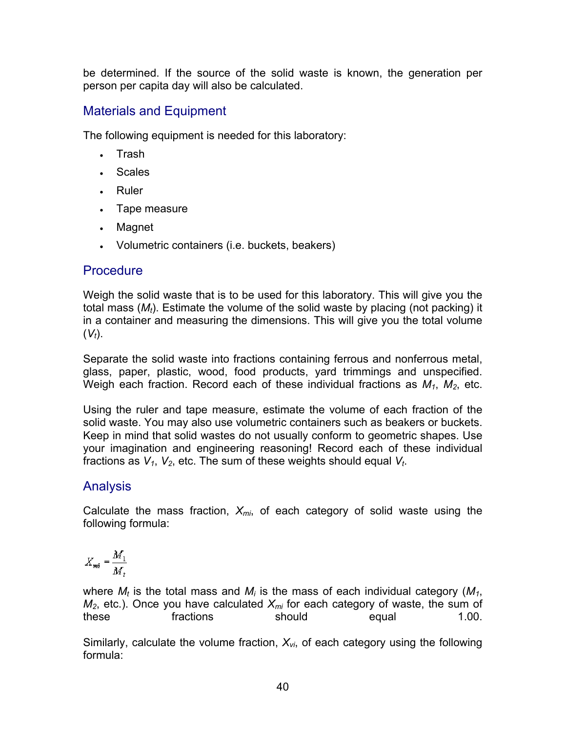be determined. If the source of the solid waste is known, the generation per person per capita day will also be calculated.

## Materials and Equipment

The following equipment is needed for this laboratory:

- Trash
- Scales
- Ruler
- Tape measure
- Magnet
- Volumetric containers (i.e. buckets, beakers)

## Procedure

Weigh the solid waste that is to be used for this laboratory. This will give you the total mass ($M_t$). Estimate the volume of the solid waste by placing (not packing) it in a container and measuring the dimensions. This will give you the total volume ($V_t$).

Separate the solid waste into fractions containing ferrous and nonferrous metal, glass, paper, plastic, wood, food products, yard trimmings and unspecified. Weigh each fraction. Record each of these individual fractions as $M_1$, $M_2$, etc.

Using the ruler and tape measure, estimate the volume of each fraction of the solid waste. You may also use volumetric containers such as beakers or buckets. Keep in mind that solid wastes do not usually conform to geometric shapes. Use your imagination and engineering reasoning! Record each of these individual fractions as $V_1$, $V_2$, etc. The sum of these weights should equal $V_t$.

## Analysis

Calculate the mass fraction, $X_{mi}$, of each category of solid waste using the following formula:

$$X_{mi} = \frac{M_1}{M_t}$$

where $M_t$ is the total mass and $M_i$ is the mass of each individual category ($M_1$, $M_2$, etc.). Once you have calculated $X_{mi}$ for each category of waste, the sum of these fractions should equal 1.00.

Similarly, calculate the volume fraction, $X_{vi}$, of each category using the following formula: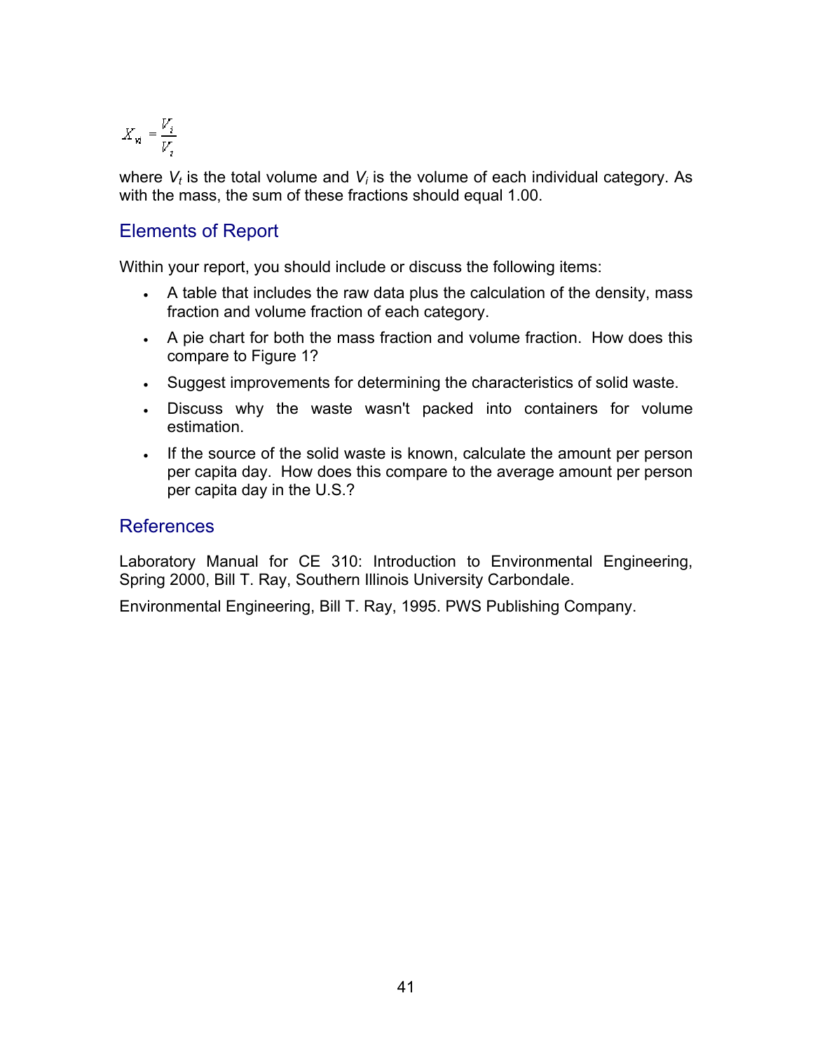$$X_{vi} = \frac{V_i}{V_t}$$

where $V_t$ is the total volume and $V_i$ is the volume of each individual category. As with the mass, the sum of these fractions should equal 1.00.

## Elements of Report

Within your report, you should include or discuss the following items:

- A table that includes the raw data plus the calculation of the density, mass fraction and volume fraction of each category.
- A pie chart for both the mass fraction and volume fraction. How does this compare to Figure 1?
- Suggest improvements for determining the characteristics of solid waste.
- Discuss why the waste wasn't packed into containers for volume estimation.
- If the source of the solid waste is known, calculate the amount per person per capita day. How does this compare to the average amount per person per capita day in the U.S.?

## References

Laboratory Manual for CE 310: Introduction to Environmental Engineering, Spring 2000, Bill T. Ray, Southern Illinois University Carbondale.

Environmental Engineering, Bill T. Ray, 1995. PWS Publishing Company.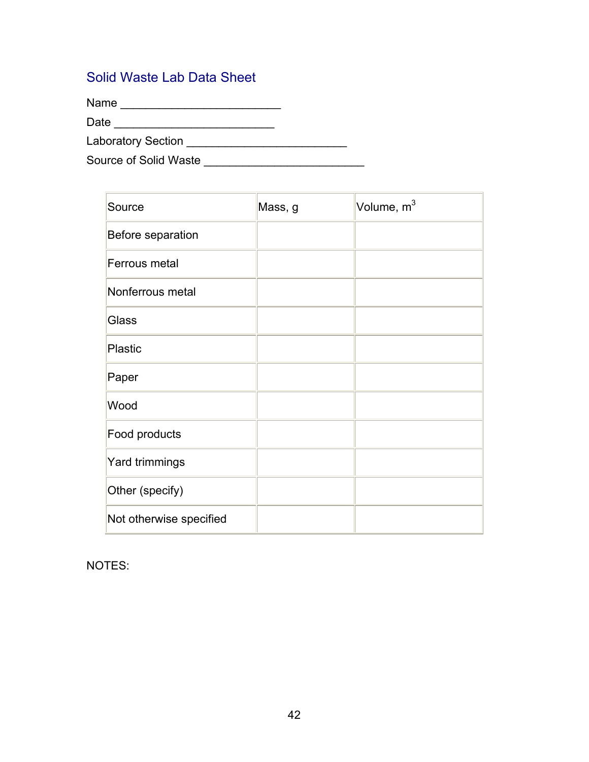## Solid Waste Lab Data Sheet

Name ________________________

Date ________________________

Laboratory Section ________________________

Source of Solid Waste ________________________

| Source | Mass, g | Volume, $m^3$ |
|---|---|---|
| Before separation | | |
| Ferrous metal | | |
| Nonferrous metal | | |
| Glass | | |
| Plastic | | |
| Paper | | |
| Wood | | |
| Food products | | |
| Yard trimmings | | |
| Other (specify) | | |
| Not otherwise specified | | |

NOTES: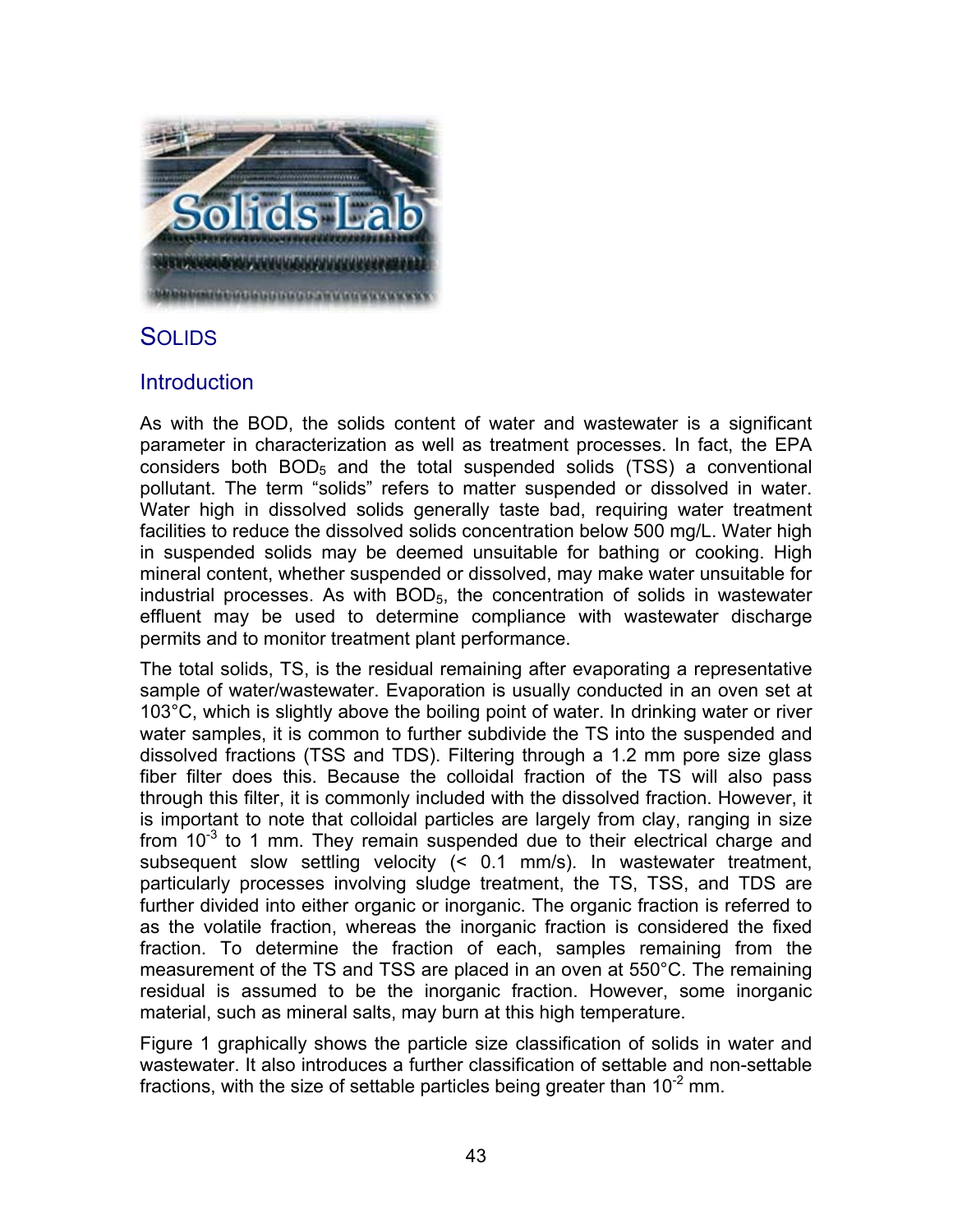## SOLIDS

### Introduction

As with the BOD, the solids content of water and wastewater is a significant parameter in characterization as well as treatment processes. In fact, the EPA considers both $BOD_5$ and the total suspended solids (TSS) a conventional pollutant. The term "solids" refers to matter suspended or dissolved in water. Water high in dissolved solids generally taste bad, requiring water treatment facilities to reduce the dissolved solids concentration below 500 mg/L. Water high in suspended solids may be deemed unsuitable for bathing or cooking. High mineral content, whether suspended or dissolved, may make water unsuitable for industrial processes. As with $BOD_5$, the concentration of solids in wastewater effluent may be used to determine compliance with wastewater discharge permits and to monitor treatment plant performance.

The total solids, TS, is the residual remaining after evaporating a representative sample of water/wastewater. Evaporation is usually conducted in an oven set at 103°C, which is slightly above the boiling point of water. In drinking water or river water samples, it is common to further subdivide the TS into the suspended and dissolved fractions (TSS and TDS). Filtering through a 1.2 mm pore size glass fiber filter does this. Because the colloidal fraction of the TS will also pass through this filter, it is commonly included with the dissolved fraction. However, it is important to note that colloidal particles are largely from clay, ranging in size from $10^{-3}$ to 1 mm. They remain suspended due to their electrical charge and subsequent slow settling velocity (< 0.1 mm/s). In wastewater treatment, particularly processes involving sludge treatment, the TS, TSS, and TDS are further divided into either organic or inorganic. The organic fraction is referred to as the volatile fraction, whereas the inorganic fraction is considered the fixed fraction. To determine the fraction of each, samples remaining from the measurement of the TS and TSS are placed in an oven at 550°C. The remaining residual is assumed to be the inorganic fraction. However, some inorganic material, such as mineral salts, may burn at this high temperature.

Figure 1 graphically shows the particle size classification of solids in water and wastewater. It also introduces a further classification of settable and non-settable fractions, with the size of settable particles being greater than $10^{-2}$ mm.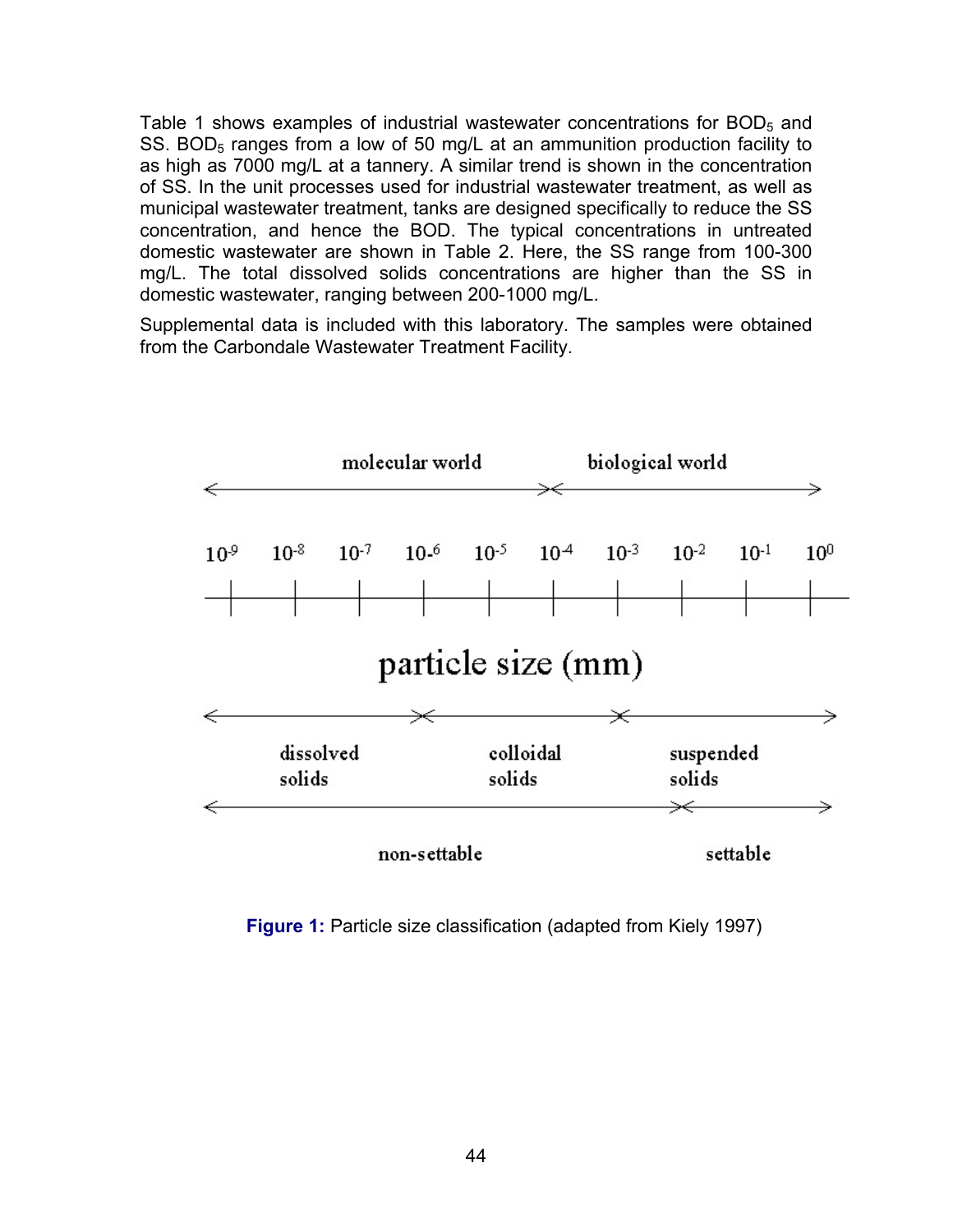Table 1 shows examples of industrial wastewater concentrations for $BOD_5$ and SS. $BOD_5$ ranges from a low of 50 mg/L at an ammunition production facility to as high as 7000 mg/L at a tannery. A similar trend is shown in the concentration of SS. In the unit processes used for industrial wastewater treatment, as well as municipal wastewater treatment, tanks are designed specifically to reduce the SS concentration, and hence the BOD. The typical concentrations in untreated domestic wastewater are shown in Table 2. Here, the SS range from 100-300 mg/L. The total dissolved solids concentrations are higher than the SS in domestic wastewater, ranging between 200-1000 mg/L.

Supplemental data is included with this laboratory. The samples were obtained from the Carbondale Wastewater Treatment Facility.

**Figure 1:** Particle size classification (adapted from Kiely 1997)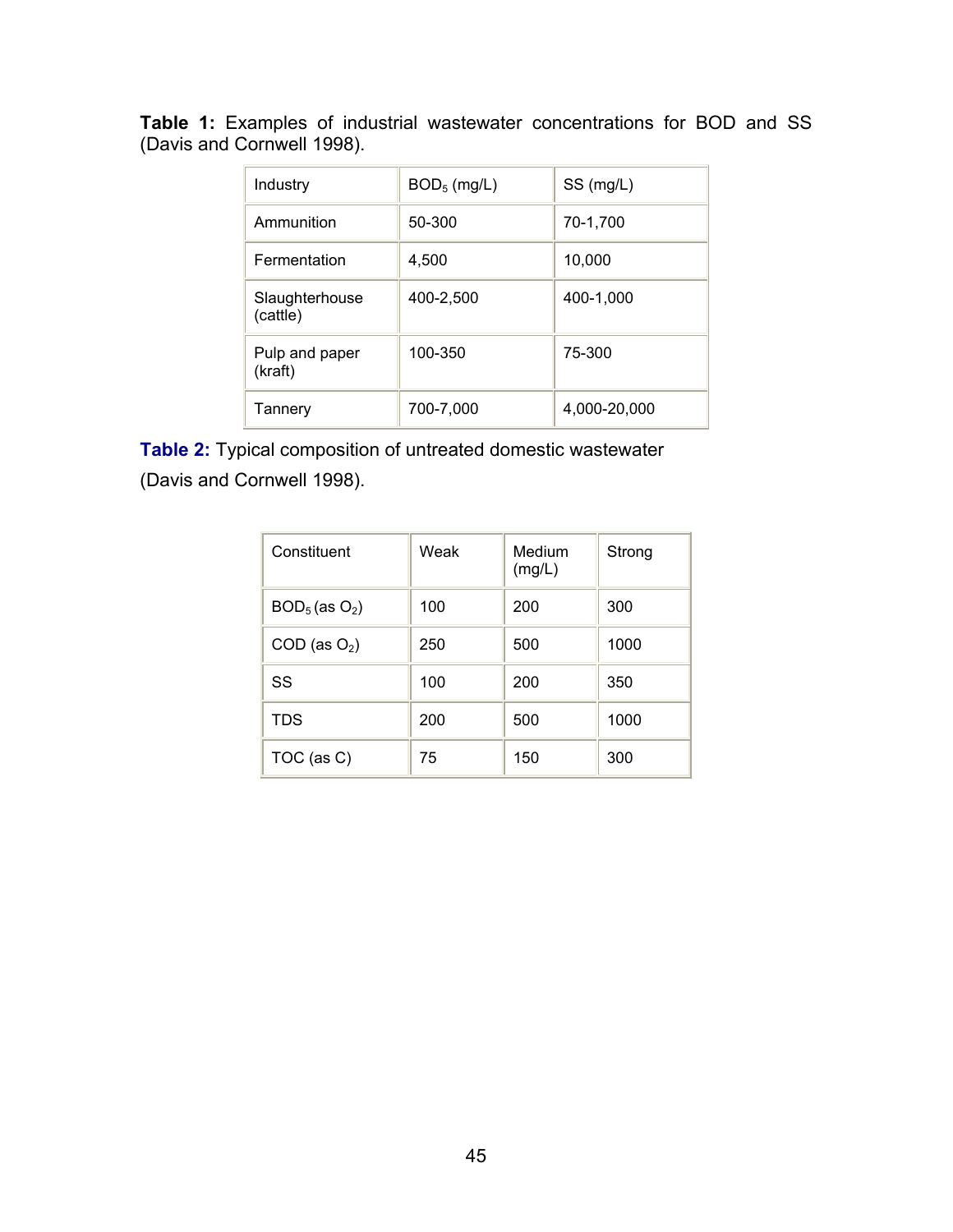**Table 1:** Examples of industrial wastewater concentrations for BOD and SS (Davis and Cornwell 1998).

| Industry | $BOD_5$ (mg/L) | SS (mg/L) |
|---|---|---|
| Ammunition | 50-300 | 70-1,700 |
| Fermentation | 4,500 | 10,000 |
| Slaughterhouse (cattle) | 400-2,500 | 400-1,000 |
| Pulp and paper (kraft) | 100-350 | 75-300 |
| Tannery | 700-7,000 | 4,000-20,000 |

**Table 2:** Typical composition of untreated domestic wastewater (Davis and Cornwell 1998).

| Constituent | Weak | Medium (mg/L) | Strong |
|---|---|---|---|
| $BOD_5$ (as $O_2$) | 100 | 200 | 300 |
| COD (as $O_2$) | 250 | 500 | 1000 |
| SS | 100 | 200 | 350 |
| TDS | 200 | 500 | 1000 |
| TOC (as C) | 75 | 150 | 300 |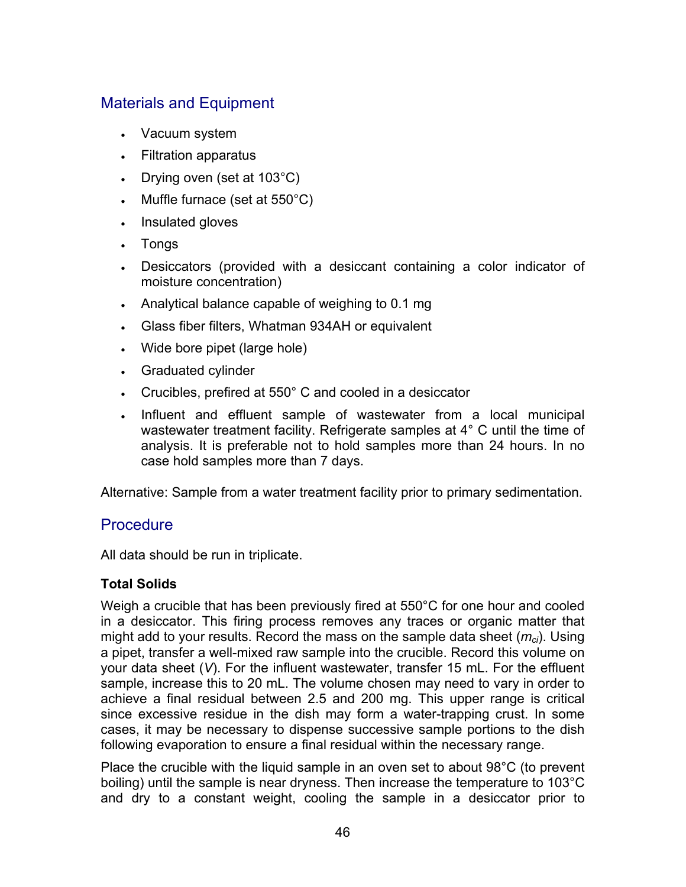## Materials and Equipment

- Vacuum system
- Filtration apparatus
- Drying oven (set at 103°C)
- Muffle furnace (set at 550°C)
- Insulated gloves
- Tongs
- Desiccators (provided with a desiccant containing a color indicator of moisture concentration)
- Analytical balance capable of weighing to 0.1 mg
- Glass fiber filters, Whatman 934AH or equivalent
- Wide bore pipet (large hole)
- Graduated cylinder
- Crucibles, prefired at 550° C and cooled in a desiccator
- Influent and effluent sample of wastewater from a local municipal wastewater treatment facility. Refrigerate samples at 4° C until the time of analysis. It is preferable not to hold samples more than 24 hours. In no case hold samples more than 7 days.

Alternative: Sample from a water treatment facility prior to primary sedimentation.

## Procedure

All data should be run in triplicate.

**Total Solids**

Weigh a crucible that has been previously fired at 550°C for one hour and cooled in a desiccator. This firing process removes any traces or organic matter that might add to your results. Record the mass on the sample data sheet ($m_{ci}$). Using a pipet, transfer a well-mixed raw sample into the crucible. Record this volume on your data sheet ($V$). For the influent wastewater, transfer 15 mL. For the effluent sample, increase this to 20 mL. The volume chosen may need to vary in order to achieve a final residual between 2.5 and 200 mg. This upper range is critical since excessive residue in the dish may form a water-trapping crust. In some cases, it may be necessary to dispense successive sample portions to the dish following evaporation to ensure a final residual within the necessary range.

Place the crucible with the liquid sample in an oven set to about 98°C (to prevent boiling) until the sample is near dryness. Then increase the temperature to 103°C and dry to a constant weight, cooling the sample in a desiccator prior to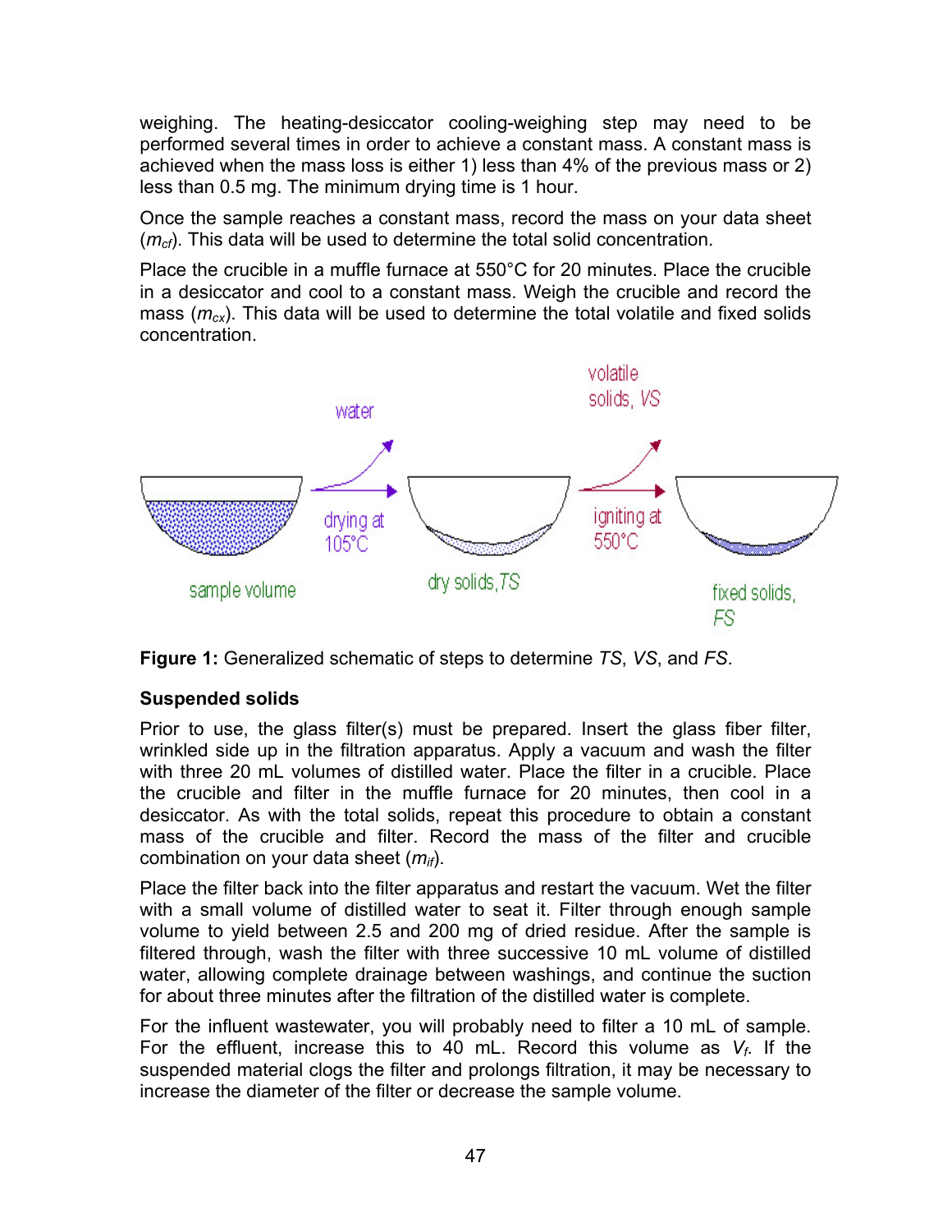weighing. The heating-desiccator cooling-weighing step may need to be performed several times in order to achieve a constant mass. A constant mass is achieved when the mass loss is either 1) less than 4% of the previous mass or 2) less than 0.5 mg. The minimum drying time is 1 hour.

Once the sample reaches a constant mass, record the mass on your data sheet ($m_{cf}$). This data will be used to determine the total solid concentration.

Place the crucible in a muffle furnace at 550°C for 20 minutes. Place the crucible in a desiccator and cool to a constant mass. Weigh the crucible and record the mass ($m_{cx}$). This data will be used to determine the total volatile and fixed solids concentration.

**Figure 1:** Generalized schematic of steps to determine *TS*, *VS*, and *FS*.

**Suspended solids**

Prior to use, the glass filter(s) must be prepared. Insert the glass fiber filter, wrinkled side up in the filtration apparatus. Apply a vacuum and wash the filter with three 20 mL volumes of distilled water. Place the filter in a crucible. Place the crucible and filter in the muffle furnace for 20 minutes, then cool in a desiccator. As with the total solids, repeat this procedure to obtain a constant mass of the crucible and filter. Record the mass of the filter and crucible combination on your data sheet ($m_{if}$).

Place the filter back into the filter apparatus and restart the vacuum. Wet the filter with a small volume of distilled water to seat it. Filter through enough sample volume to yield between 2.5 and 200 mg of dried residue. After the sample is filtered through, wash the filter with three successive 10 mL volume of distilled water, allowing complete drainage between washings, and continue the suction for about three minutes after the filtration of the distilled water is complete.

For the influent wastewater, you will probably need to filter a 10 mL of sample. For the effluent, increase this to 40 mL. Record this volume as $V_f$. If the suspended material clogs the filter and prolongs filtration, it may be necessary to increase the diameter of the filter or decrease the sample volume.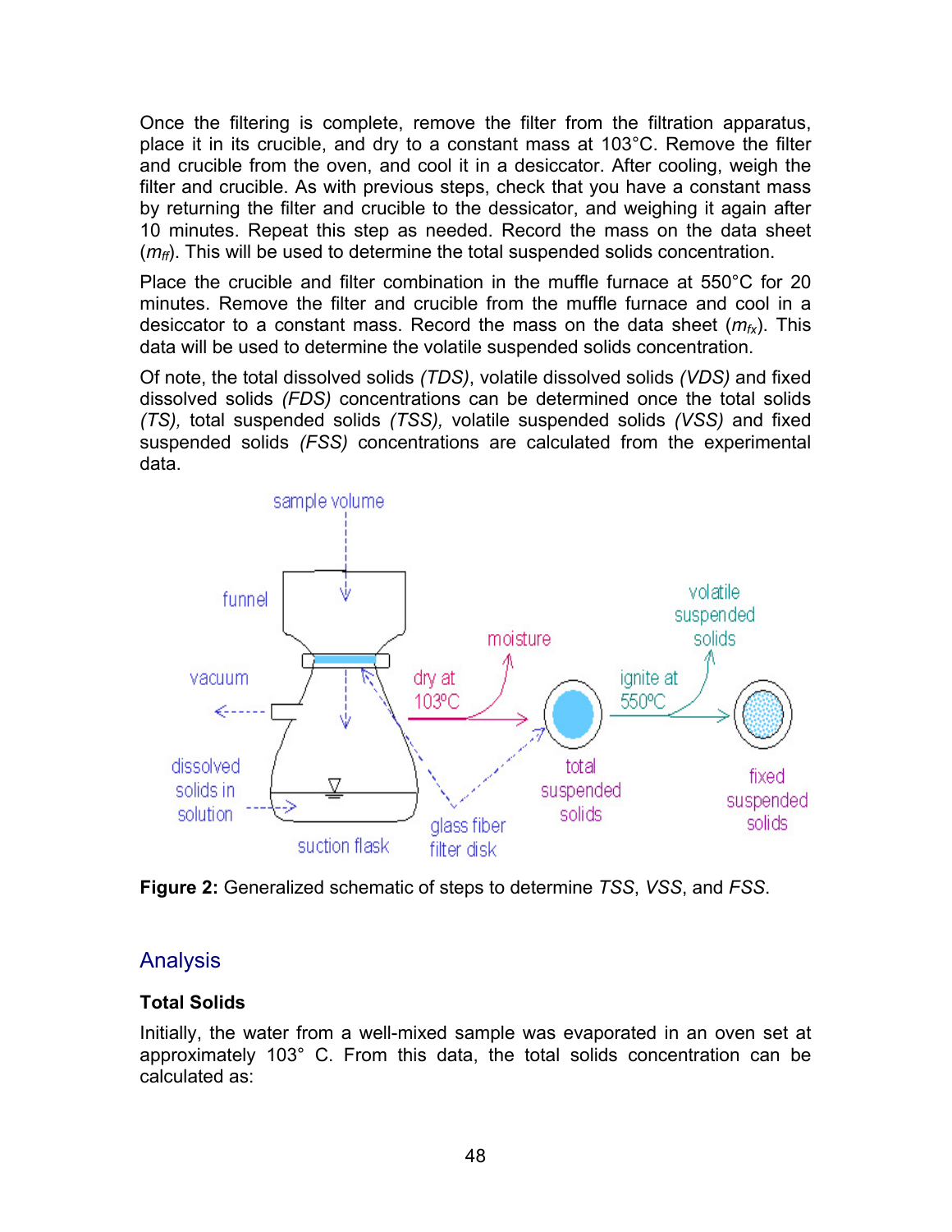Once the filtering is complete, remove the filter from the filtration apparatus, place it in its crucible, and dry to a constant mass at 103°C. Remove the filter and crucible from the oven, and cool it in a desiccator. After cooling, weigh the filter and crucible. As with previous steps, check that you have a constant mass by returning the filter and crucible to the dessicator, and weighing it again after 10 minutes. Repeat this step as needed. Record the mass on the data sheet ($m_{ff}$). This will be used to determine the total suspended solids concentration.

Place the crucible and filter combination in the muffle furnace at 550°C for 20 minutes. Remove the filter and crucible from the muffle furnace and cool in a desiccator to a constant mass. Record the mass on the data sheet ($m_{fx}$). This data will be used to determine the volatile suspended solids concentration.

Of note, the total dissolved solids *(TDS)*, volatile dissolved solids *(VDS)* and fixed dissolved solids *(FDS)* concentrations can be determined once the total solids *(TS),* total suspended solids *(TSS),* volatile suspended solids *(VSS)* and fixed suspended solids *(FSS)* concentrations are calculated from the experimental data.

**Figure 2:** Generalized schematic of steps to determine *TSS*, *VSS*, and *FSS*.

## Analysis

### Total Solids

Initially, the water from a well-mixed sample was evaporated in an oven set at approximately 103° C. From this data, the total solids concentration can be calculated as: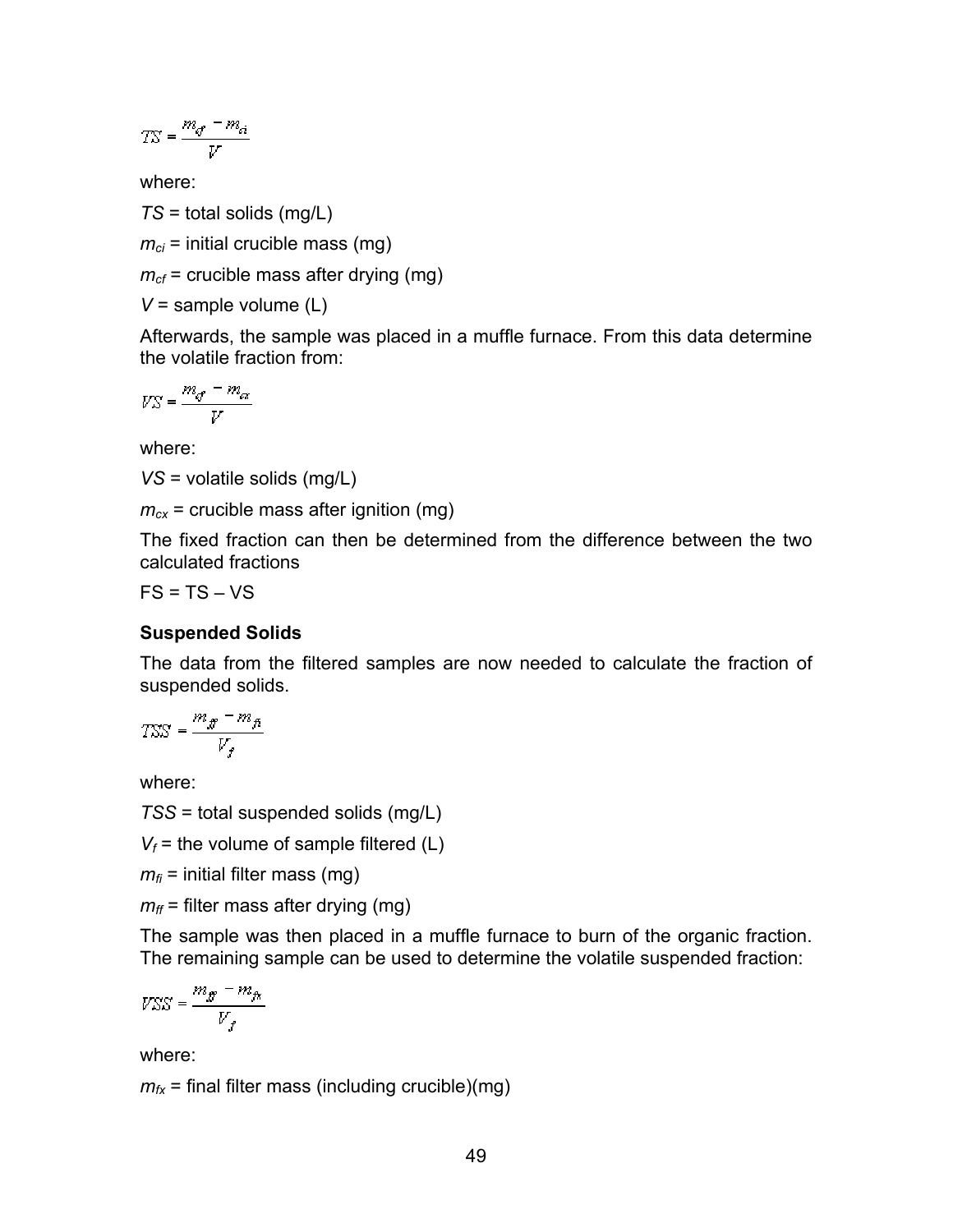$$TS = \frac{m_{cf} - m_{ci}}{V}$$

where:

*TS* = total solids (mg/L)

$m_{ci}$ = initial crucible mass (mg)

$m_{cf}$ = crucible mass after drying (mg)

*V* = sample volume (L)

Afterwards, the sample was placed in a muffle furnace. From this data determine the volatile fraction from:

$$VS = \frac{m_{cf} - m_{cx}}{V}$$

where:

*VS* = volatile solids (mg/L)

$m_{cx}$ = crucible mass after ignition (mg)

The fixed fraction can then be determined from the difference between the two calculated fractions

FS = TS – VS

**Suspended Solids**

The data from the filtered samples are now needed to calculate the fraction of suspended solids.

$$TSS = \frac{m_{ff} - m_{fi}}{V_f}$$

where:

*TSS* = total suspended solids (mg/L)

$V_f$ = the volume of sample filtered (L)

$m_{fi}$ = initial filter mass (mg)

$m_{ff}$ = filter mass after drying (mg)

The sample was then placed in a muffle furnace to burn of the organic fraction. The remaining sample can be used to determine the volatile suspended fraction:

$$VSS = \frac{m_{ff} - m_{fx}}{V_f}$$

where:

$m_{fx}$ = final filter mass (including crucible)(mg)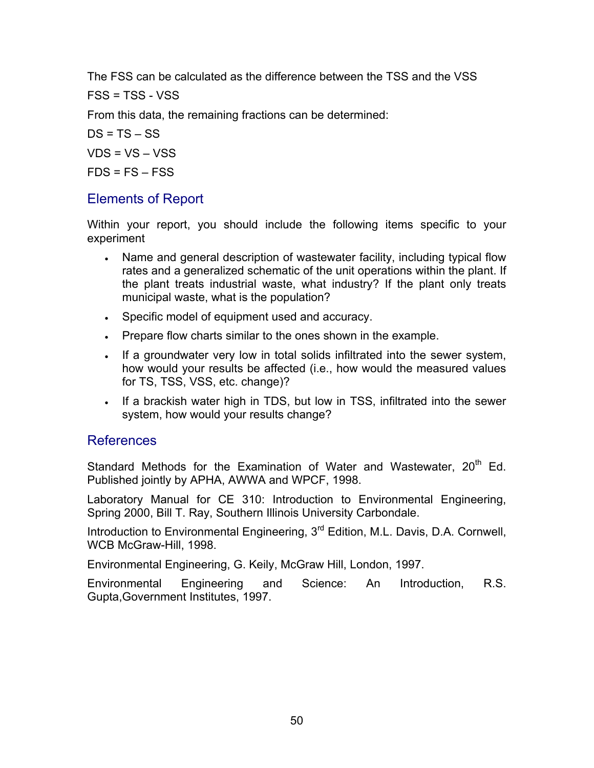The FSS can be calculated as the difference between the TSS and the VSS

FSS = TSS - VSS

From this data, the remaining fractions can be determined:

DS = TS – SS

VDS = VS – VSS

FDS = FS – FSS

## Elements of Report

Within your report, you should include the following items specific to your experiment

- Name and general description of wastewater facility, including typical flow rates and a generalized schematic of the unit operations within the plant. If the plant treats industrial waste, what industry? If the plant only treats municipal waste, what is the population?
- Specific model of equipment used and accuracy.
- Prepare flow charts similar to the ones shown in the example.
- If a groundwater very low in total solids infiltrated into the sewer system, how would your results be affected (i.e., how would the measured values for TS, TSS, VSS, etc. change)?
- If a brackish water high in TDS, but low in TSS, infiltrated into the sewer system, how would your results change?

## References

Standard Methods for the Examination of Water and Wastewater, 20th Ed. Published jointly by APHA, AWWA and WPCF, 1998.

Laboratory Manual for CE 310: Introduction to Environmental Engineering, Spring 2000, Bill T. Ray, Southern Illinois University Carbondale.

Introduction to Environmental Engineering, 3rd Edition, M.L. Davis, D.A. Cornwell, WCB McGraw-Hill, 1998.

Environmental Engineering, G. Keily, McGraw Hill, London, 1997.

Environmental Engineering and Science: An Introduction, R.S. Gupta,Government Institutes, 1997.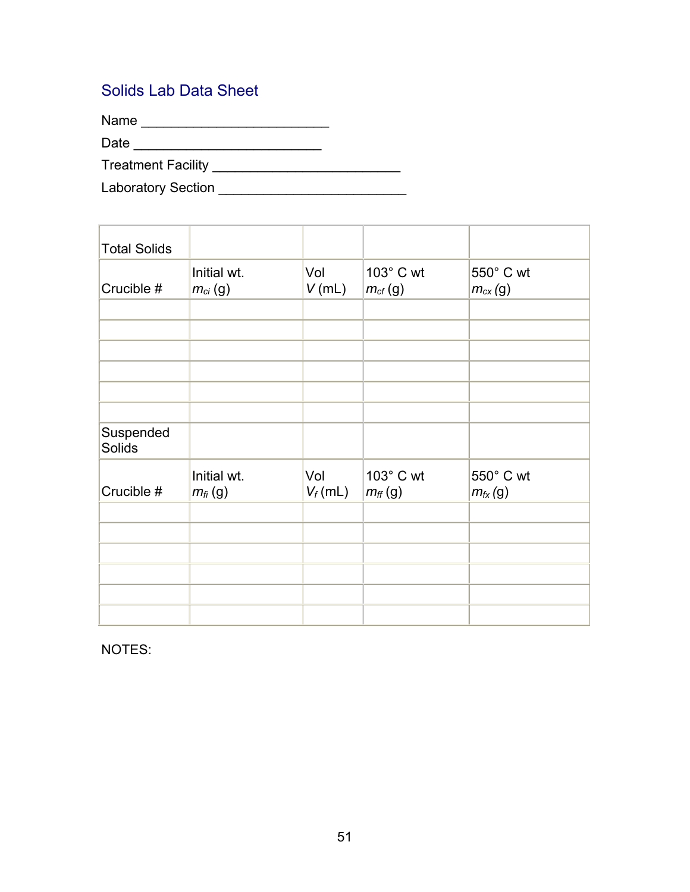## Solids Lab Data Sheet

Name ________________________

Date ________________________

Treatment Facility ________________________

Laboratory Section ________________________

| | | | | |
|---|---|---|---|---|
| Total Solids | | | | |
| Crucible # | Initial wt. $m_{ci}$ (g) | Vol $V$ (mL) | 103° C wt $m_{cf}$ (g) | 550° C wt $m_{cx}$ (g) |
| | | | | |
| | | | | |
| | | | | |
| | | | | |
| | | | | |
| | | | | |
| Suspended Solids | | | | |
| Crucible # | Initial wt. $m_{fi}$ (g) | Vol $V_f$ (mL) | 103° C wt $m_{ff}$ (g) | 550° C wt $m_{fx}$ (g) |
| | | | | |
| | | | | |
| | | | | |
| | | | | |
| | | | | |
| | | | | |

NOTES: